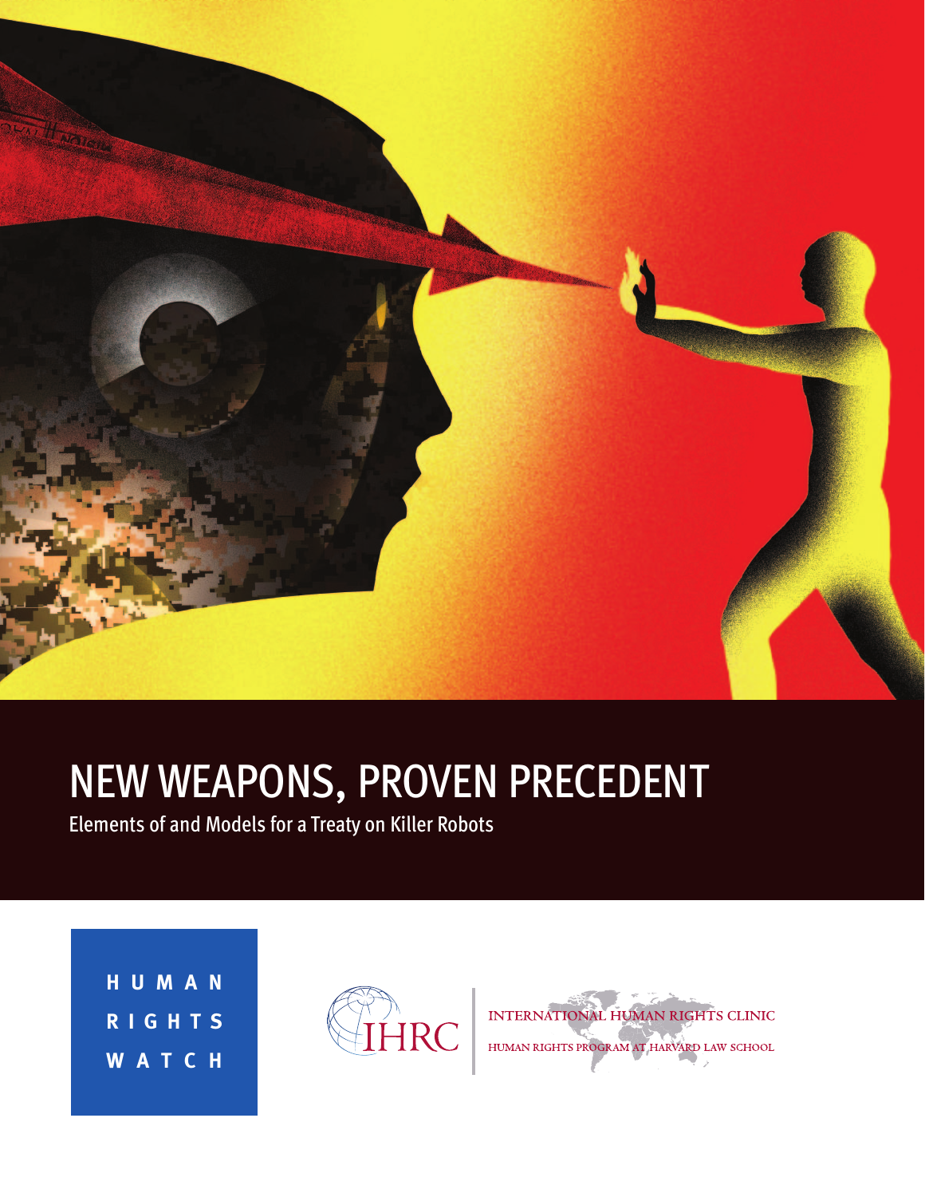# NEW WEAPONS, PROVEN PRECEDENT

Elements of and Models for a Treaty on Killer Robots

HUMAN RIGHTS WATCH

IHRC

INTERNATIONAL HUMAN RIGHTS CLINIC

HUMAN RIGHTS PROGRAM AT HARVARD LAW SCHOOL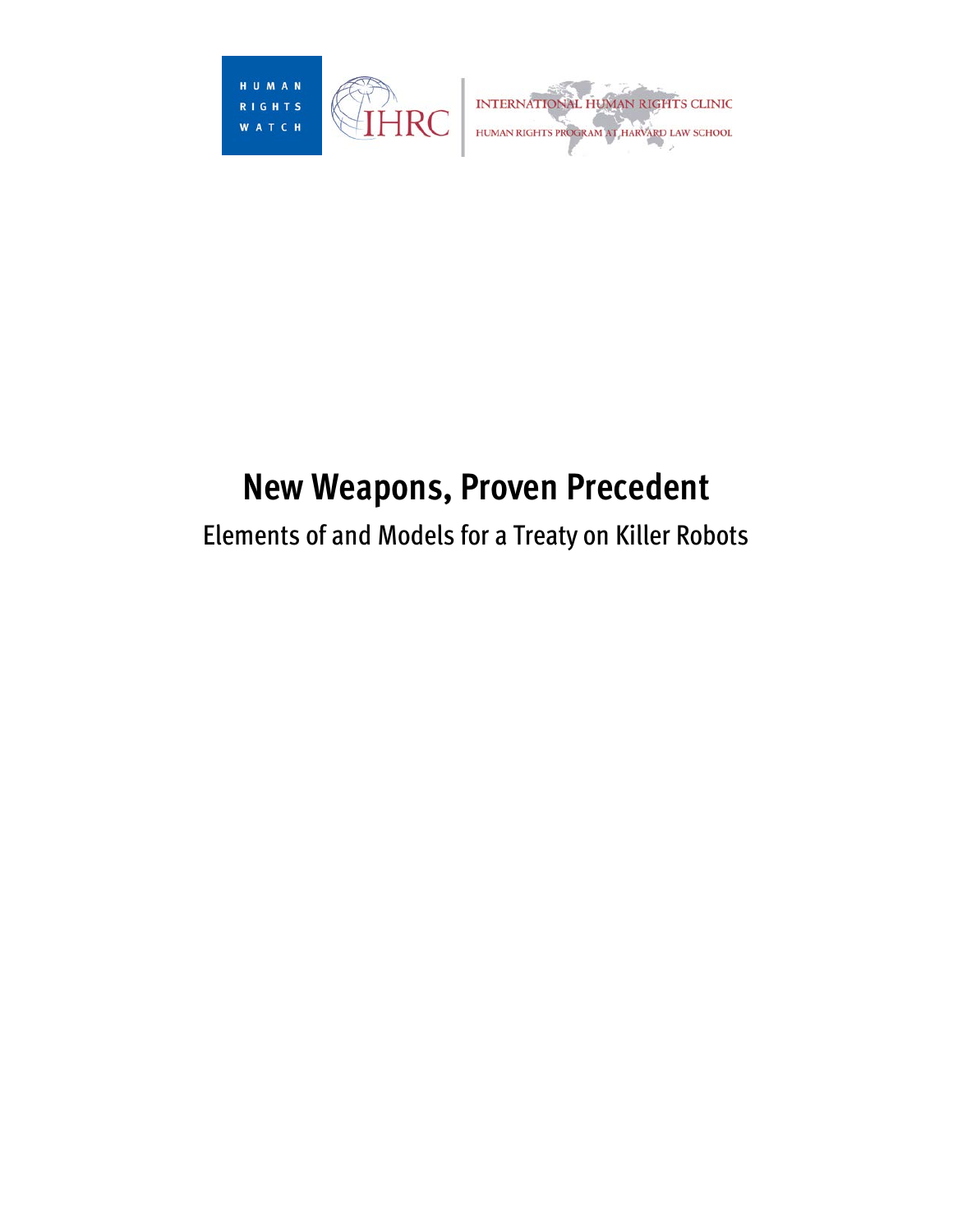HUMAN RIGHTS WATCH

IHRC

INTERNATIONAL HUMAN RIGHTS CLINIC
HUMAN RIGHTS PROGRAM AT HARVARD LAW SCHOOL

# New Weapons, Proven Precedent

## Elements of and Models for a Treaty on Killer Robots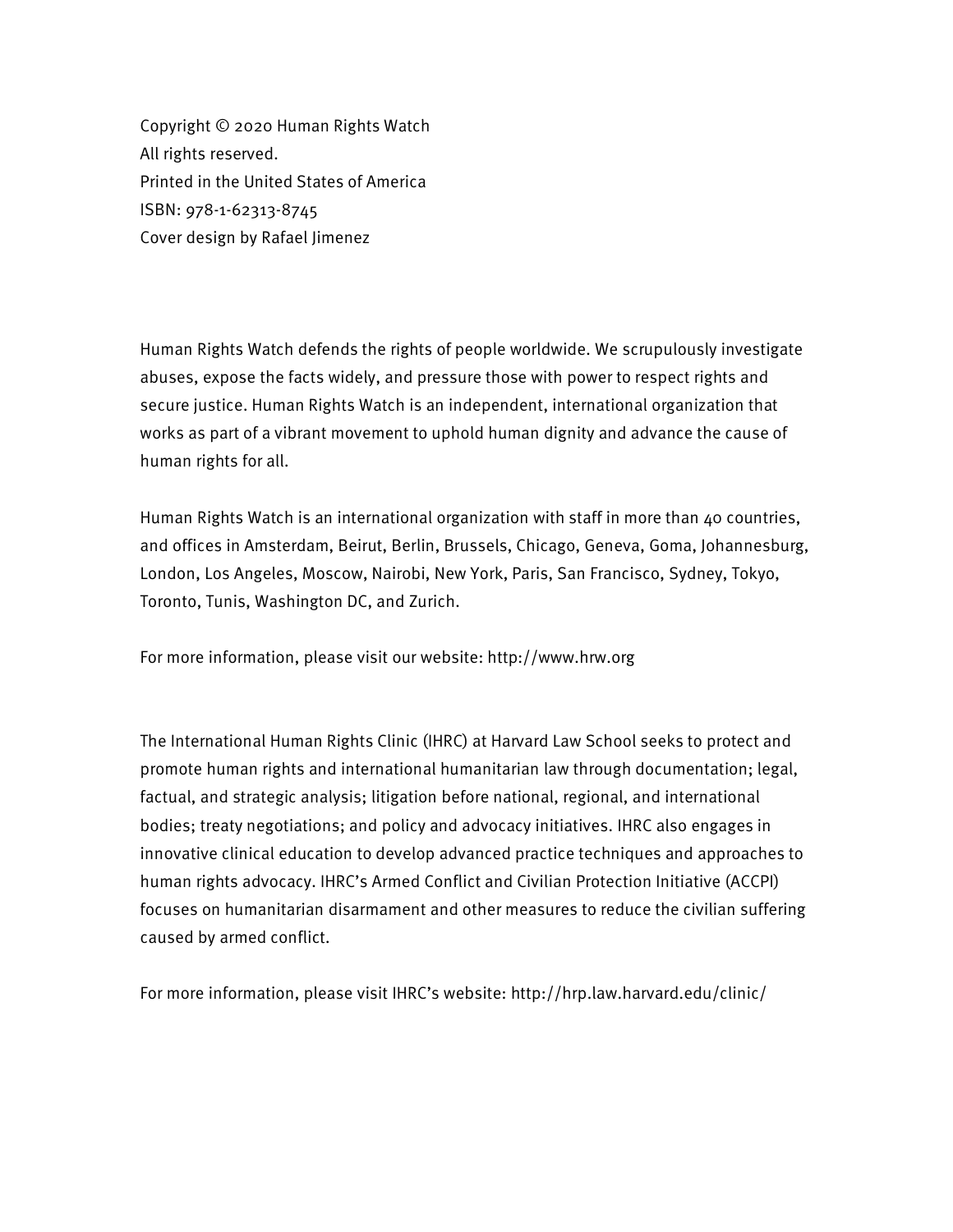Copyright © 2020 Human Rights Watch
All rights reserved.
Printed in the United States of America
ISBN: 978-1-62313-8745
Cover design by Rafael Jimenez

Human Rights Watch defends the rights of people worldwide. We scrupulously investigate abuses, expose the facts widely, and pressure those with power to respect rights and secure justice. Human Rights Watch is an independent, international organization that works as part of a vibrant movement to uphold human dignity and advance the cause of human rights for all.

Human Rights Watch is an international organization with staff in more than 40 countries, and offices in Amsterdam, Beirut, Berlin, Brussels, Chicago, Geneva, Goma, Johannesburg, London, Los Angeles, Moscow, Nairobi, New York, Paris, San Francisco, Sydney, Tokyo, Toronto, Tunis, Washington DC, and Zurich.

For more information, please visit our website: http://www.hrw.org

The International Human Rights Clinic (IHRC) at Harvard Law School seeks to protect and promote human rights and international humanitarian law through documentation; legal, factual, and strategic analysis; litigation before national, regional, and international bodies; treaty negotiations; and policy and advocacy initiatives. IHRC also engages in innovative clinical education to develop advanced practice techniques and approaches to human rights advocacy. IHRC's Armed Conflict and Civilian Protection Initiative (ACCPI) focuses on humanitarian disarmament and other measures to reduce the civilian suffering caused by armed conflict.

For more information, please visit IHRC's website: http://hrp.law.harvard.edu/clinic/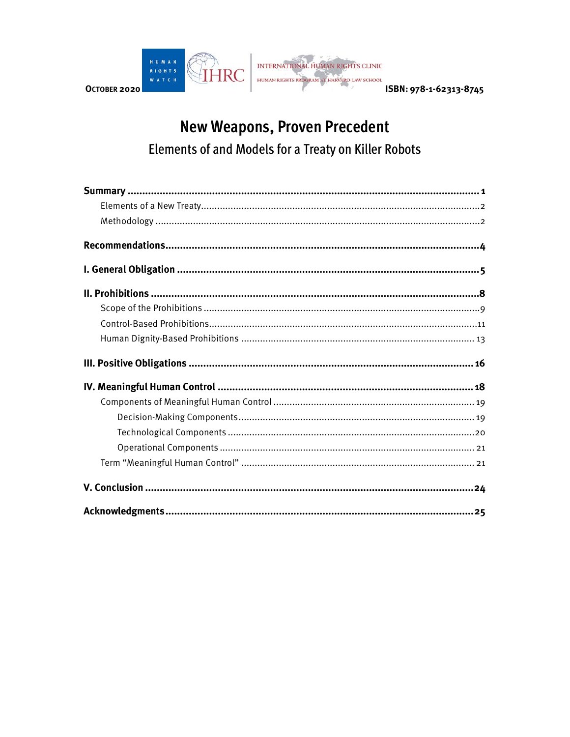OCTOBER 2020

ISBN: 978-1-62313-8745

# New Weapons, Proven Precedent

## Elements of and Models for a Treaty on Killer Robots

| | |
|---|---|
| **Summary** | **1** |
| Elements of a New Treaty | 2 |
| Methodology | 2 |
| **Recommendations** | **4** |
| **I. General Obligation** | **5** |
| **II. Prohibitions** | **8** |
| Scope of the Prohibitions | 9 |
| Control-Based Prohibitions | 11 |
| Human Dignity-Based Prohibitions | 13 |
| **III. Positive Obligations** | **16** |
| **IV. Meaningful Human Control** | **18** |
| Components of Meaningful Human Control | 19 |
| Decision-Making Components | 19 |
| Technological Components | 20 |
| Operational Components | 21 |
| Term "Meaningful Human Control" | 21 |
| **V. Conclusion** | **24** |
| **Acknowledgments** | **25** |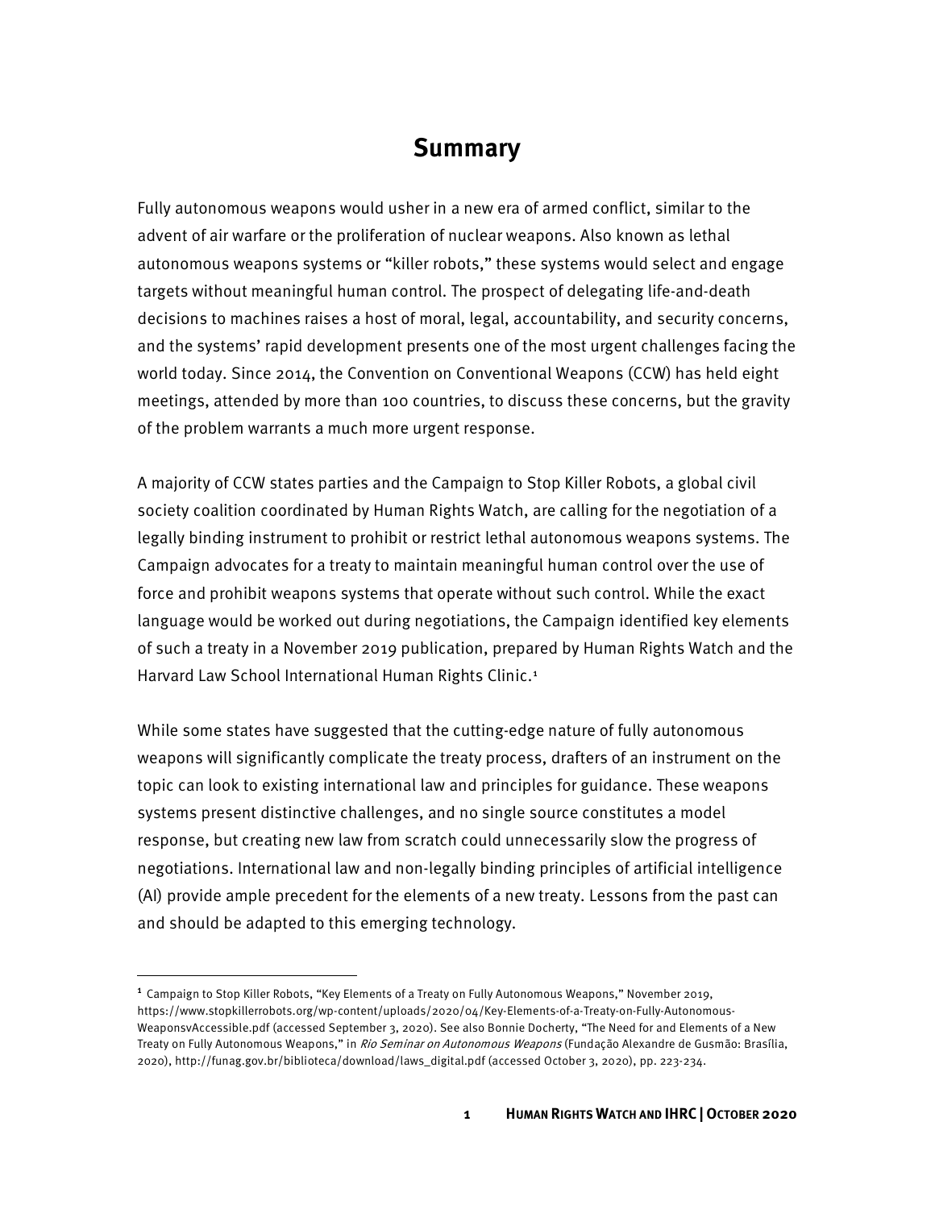## Summary

Fully autonomous weapons would usher in a new era of armed conflict, similar to the advent of air warfare or the proliferation of nuclear weapons. Also known as lethal autonomous weapons systems or "killer robots," these systems would select and engage targets without meaningful human control. The prospect of delegating life-and-death decisions to machines raises a host of moral, legal, accountability, and security concerns, and the systems' rapid development presents one of the most urgent challenges facing the world today. Since 2014, the Convention on Conventional Weapons (CCW) has held eight meetings, attended by more than 100 countries, to discuss these concerns, but the gravity of the problem warrants a much more urgent response.

A majority of CCW states parties and the Campaign to Stop Killer Robots, a global civil society coalition coordinated by Human Rights Watch, are calling for the negotiation of a legally binding instrument to prohibit or restrict lethal autonomous weapons systems. The Campaign advocates for a treaty to maintain meaningful human control over the use of force and prohibit weapons systems that operate without such control. While the exact language would be worked out during negotiations, the Campaign identified key elements of such a treaty in a November 2019 publication, prepared by Human Rights Watch and the Harvard Law School International Human Rights Clinic.[1]

While some states have suggested that the cutting-edge nature of fully autonomous weapons will significantly complicate the treaty process, drafters of an instrument on the topic can look to existing international law and principles for guidance. These weapons systems present distinctive challenges, and no single source constitutes a model response, but creating new law from scratch could unnecessarily slow the progress of negotiations. International law and non-legally binding principles of artificial intelligence (AI) provide ample precedent for the elements of a new treaty. Lessons from the past can and should be adapted to this emerging technology.

---

[1] Campaign to Stop Killer Robots, "Key Elements of a Treaty on Fully Autonomous Weapons," November 2019, https://www.stopkillerrobots.org/wp-content/uploads/2020/04/Key-Elements-of-a-Treaty-on-Fully-Autonomous-WeaponsvAccessible.pdf (accessed September 3, 2020). See also Bonnie Docherty, "The Need for and Elements of a New Treaty on Fully Autonomous Weapons," in *Rio Seminar on Autonomous Weapons* (Fundação Alexandre de Gusmão: Brasília, 2020), http://funag.gov.br/biblioteca/download/laws_digital.pdf (accessed October 3, 2020), pp. 223-234.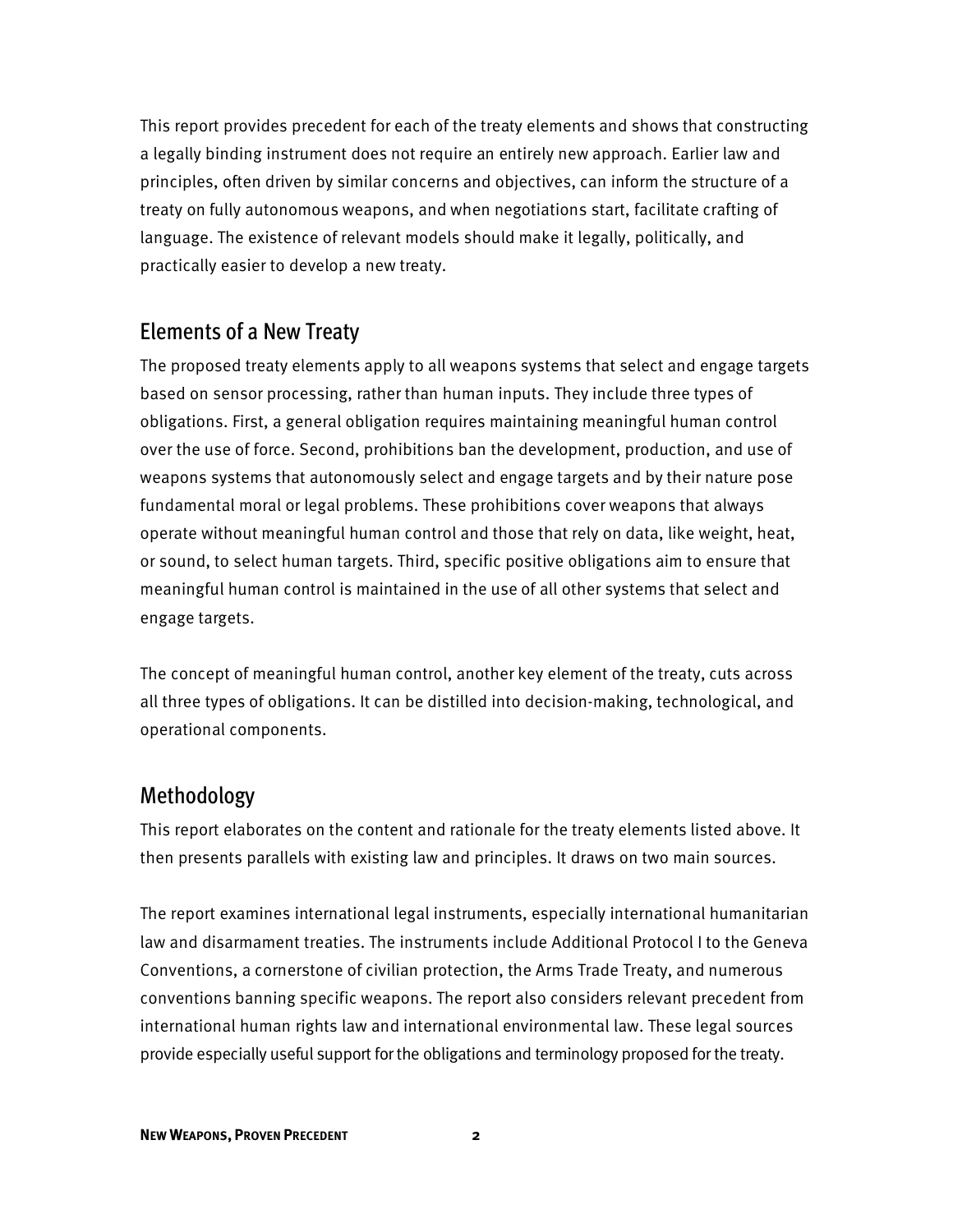This report provides precedent for each of the treaty elements and shows that constructing a legally binding instrument does not require an entirely new approach. Earlier law and principles, often driven by similar concerns and objectives, can inform the structure of a treaty on fully autonomous weapons, and when negotiations start, facilitate crafting of language. The existence of relevant models should make it legally, politically, and practically easier to develop a new treaty.

## Elements of a New Treaty

The proposed treaty elements apply to all weapons systems that select and engage targets based on sensor processing, rather than human inputs. They include three types of obligations. First, a general obligation requires maintaining meaningful human control over the use of force. Second, prohibitions ban the development, production, and use of weapons systems that autonomously select and engage targets and by their nature pose fundamental moral or legal problems. These prohibitions cover weapons that always operate without meaningful human control and those that rely on data, like weight, heat, or sound, to select human targets. Third, specific positive obligations aim to ensure that meaningful human control is maintained in the use of all other systems that select and engage targets.

The concept of meaningful human control, another key element of the treaty, cuts across all three types of obligations. It can be distilled into decision-making, technological, and operational components.

## Methodology

This report elaborates on the content and rationale for the treaty elements listed above. It then presents parallels with existing law and principles. It draws on two main sources.

The report examines international legal instruments, especially international humanitarian law and disarmament treaties. The instruments include Additional Protocol I to the Geneva Conventions, a cornerstone of civilian protection, the Arms Trade Treaty, and numerous conventions banning specific weapons. The report also considers relevant precedent from international human rights law and international environmental law. These legal sources provide especially useful support for the obligations and terminology proposed for the treaty.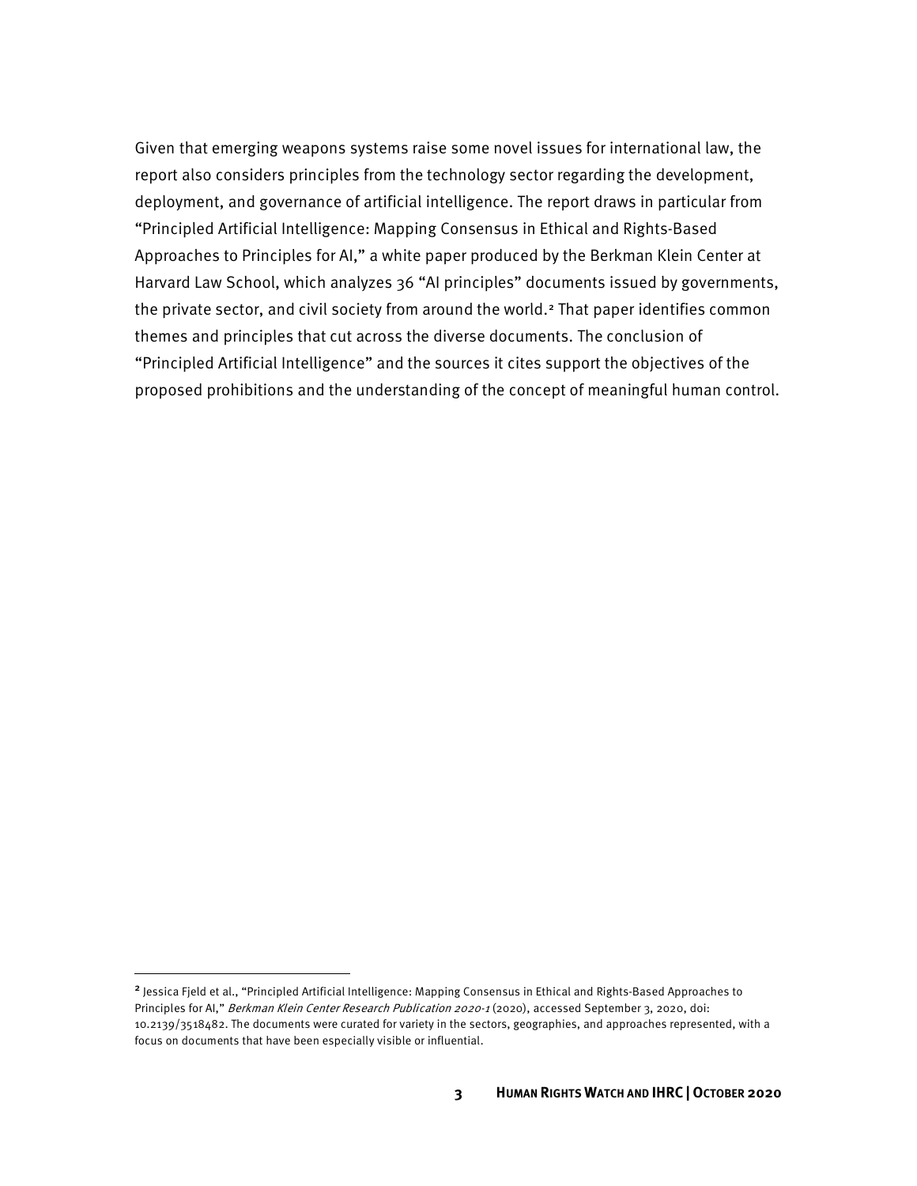Given that emerging weapons systems raise some novel issues for international law, the report also considers principles from the technology sector regarding the development, deployment, and governance of artificial intelligence. The report draws in particular from "Principled Artificial Intelligence: Mapping Consensus in Ethical and Rights-Based Approaches to Principles for AI," a white paper produced by the Berkman Klein Center at Harvard Law School, which analyzes 36 "AI principles" documents issued by governments, the private sector, and civil society from around the world.[2] That paper identifies common themes and principles that cut across the diverse documents. The conclusion of "Principled Artificial Intelligence" and the sources it cites support the objectives of the proposed prohibitions and the understanding of the concept of meaningful human control.

---

[2] Jessica Fjeld et al., "Principled Artificial Intelligence: Mapping Consensus in Ethical and Rights-Based Approaches to Principles for AI," *Berkman Klein Center Research Publication 2020-1* (2020), accessed September 3, 2020, doi: 10.2139/3518482. The documents were curated for variety in the sectors, geographies, and approaches represented, with a focus on documents that have been especially visible or influential.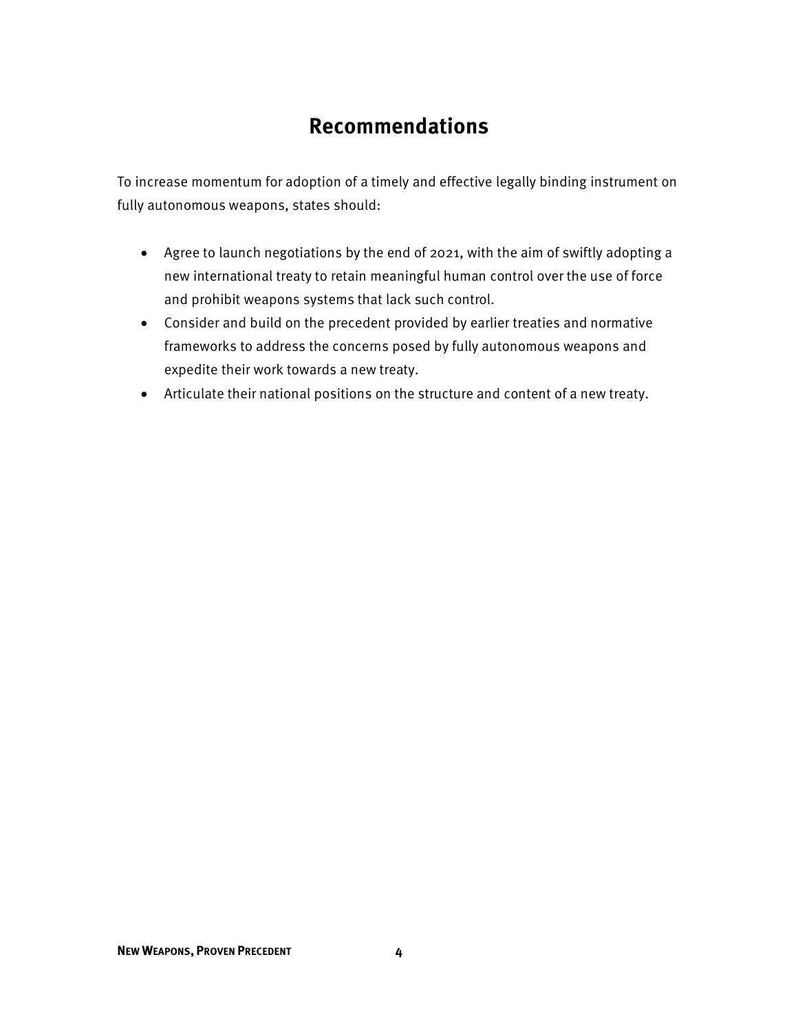## Recommendations

To increase momentum for adoption of a timely and effective legally binding instrument on fully autonomous weapons, states should:

- Agree to launch negotiations by the end of 2021, with the aim of swiftly adopting a new international treaty to retain meaningful human control over the use of force and prohibit weapons systems that lack such control.
- Consider and build on the precedent provided by earlier treaties and normative frameworks to address the concerns posed by fully autonomous weapons and expedite their work towards a new treaty.
- Articulate their national positions on the structure and content of a new treaty.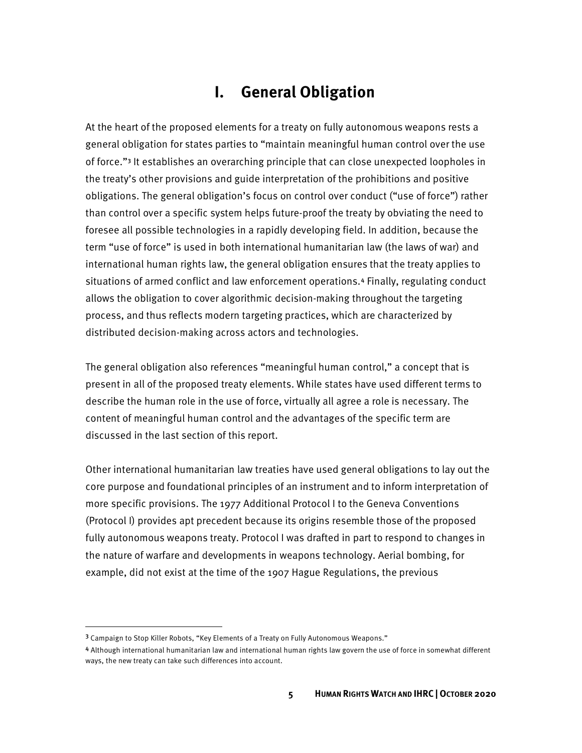# I. General Obligation

At the heart of the proposed elements for a treaty on fully autonomous weapons rests a general obligation for states parties to "maintain meaningful human control over the use of force."[3] It establishes an overarching principle that can close unexpected loopholes in the treaty's other provisions and guide interpretation of the prohibitions and positive obligations. The general obligation's focus on control over conduct ("use of force") rather than control over a specific system helps future-proof the treaty by obviating the need to foresee all possible technologies in a rapidly developing field. In addition, because the term "use of force" is used in both international humanitarian law (the laws of war) and international human rights law, the general obligation ensures that the treaty applies to situations of armed conflict and law enforcement operations.[4] Finally, regulating conduct allows the obligation to cover algorithmic decision-making throughout the targeting process, and thus reflects modern targeting practices, which are characterized by distributed decision-making across actors and technologies.

The general obligation also references "meaningful human control," a concept that is present in all of the proposed treaty elements. While states have used different terms to describe the human role in the use of force, virtually all agree a role is necessary. The content of meaningful human control and the advantages of the specific term are discussed in the last section of this report.

Other international humanitarian law treaties have used general obligations to lay out the core purpose and foundational principles of an instrument and to inform interpretation of more specific provisions. The 1977 Additional Protocol I to the Geneva Conventions (Protocol I) provides apt precedent because its origins resemble those of the proposed fully autonomous weapons treaty. Protocol I was drafted in part to respond to changes in the nature of warfare and developments in weapons technology. Aerial bombing, for example, did not exist at the time of the 1907 Hague Regulations, the previous

---

[3] Campaign to Stop Killer Robots, "Key Elements of a Treaty on Fully Autonomous Weapons."

[4] Although international humanitarian law and international human rights law govern the use of force in somewhat different ways, the new treaty can take such differences into account.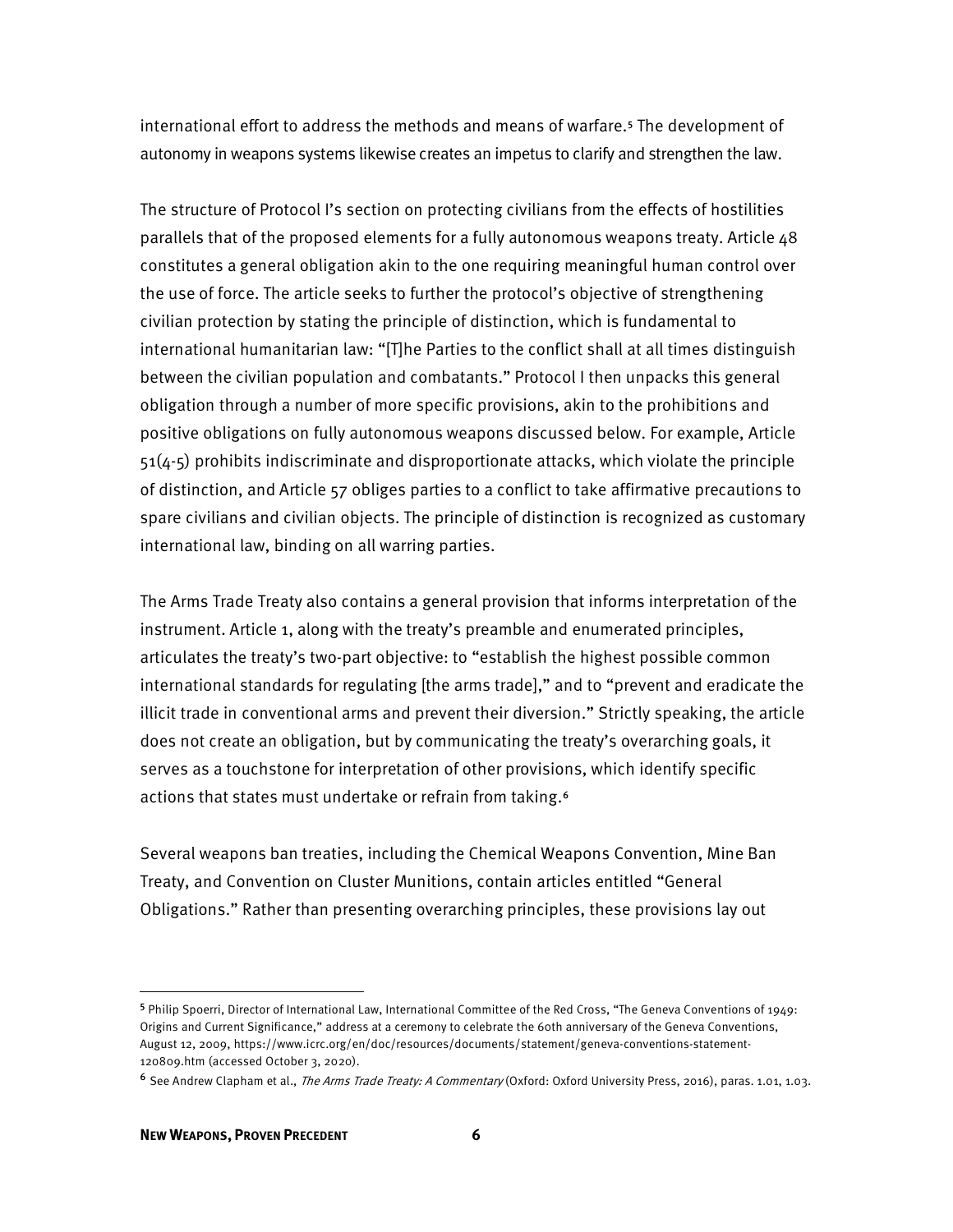international effort to address the methods and means of warfare.[5] The development of autonomy in weapons systems likewise creates an impetus to clarify and strengthen the law.

The structure of Protocol I's section on protecting civilians from the effects of hostilities parallels that of the proposed elements for a fully autonomous weapons treaty. Article 48 constitutes a general obligation akin to the one requiring meaningful human control over the use of force. The article seeks to further the protocol's objective of strengthening civilian protection by stating the principle of distinction, which is fundamental to international humanitarian law: "[T]he Parties to the conflict shall at all times distinguish between the civilian population and combatants." Protocol I then unpacks this general obligation through a number of more specific provisions, akin to the prohibitions and positive obligations on fully autonomous weapons discussed below. For example, Article 51(4-5) prohibits indiscriminate and disproportionate attacks, which violate the principle of distinction, and Article 57 obliges parties to a conflict to take affirmative precautions to spare civilians and civilian objects. The principle of distinction is recognized as customary international law, binding on all warring parties.

The Arms Trade Treaty also contains a general provision that informs interpretation of the instrument. Article 1, along with the treaty's preamble and enumerated principles, articulates the treaty's two-part objective: to "establish the highest possible common international standards for regulating [the arms trade]," and to "prevent and eradicate the illicit trade in conventional arms and prevent their diversion." Strictly speaking, the article does not create an obligation, but by communicating the treaty's overarching goals, it serves as a touchstone for interpretation of other provisions, which identify specific actions that states must undertake or refrain from taking.[6]

Several weapons ban treaties, including the Chemical Weapons Convention, Mine Ban Treaty, and Convention on Cluster Munitions, contain articles entitled "General Obligations." Rather than presenting overarching principles, these provisions lay out

---

[5] Philip Spoerri, Director of International Law, International Committee of the Red Cross, "The Geneva Conventions of 1949: Origins and Current Significance," address at a ceremony to celebrate the 60th anniversary of the Geneva Conventions, August 12, 2009, https://www.icrc.org/en/doc/resources/documents/statement/geneva-conventions-statement-120809.htm (accessed October 3, 2020).

[6] See Andrew Clapham et al., *The Arms Trade Treaty: A Commentary* (Oxford: Oxford University Press, 2016), paras. 1.01, 1.03.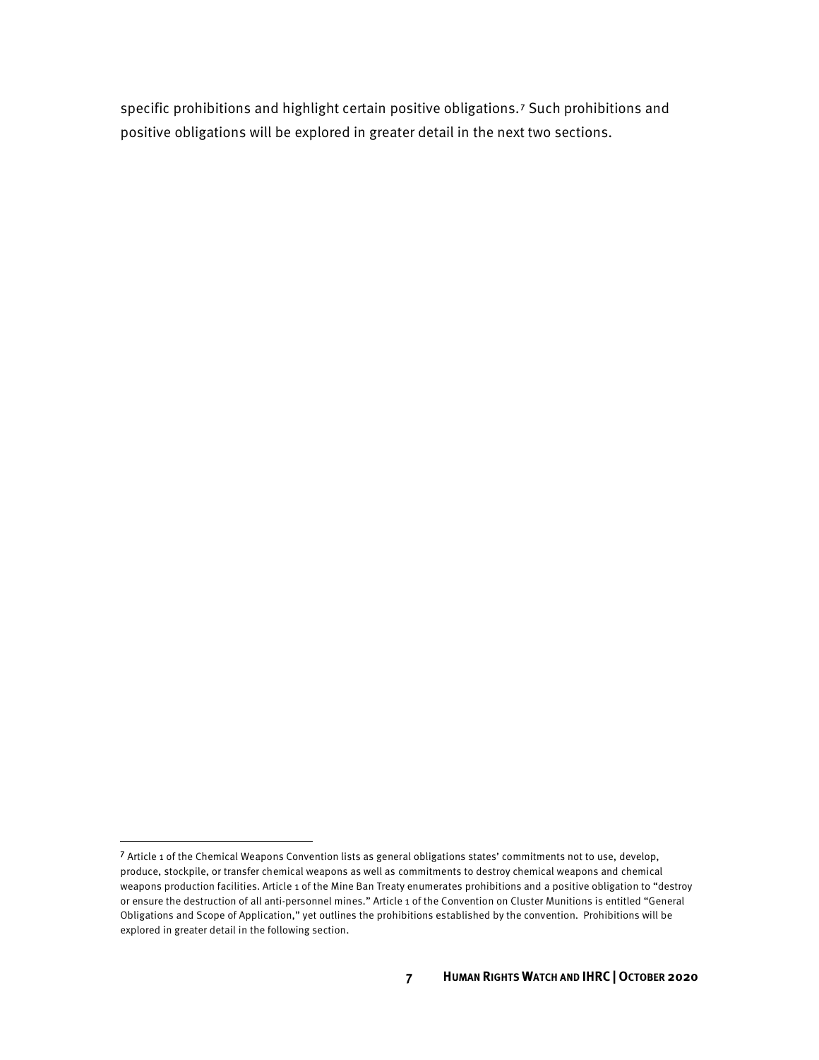specific prohibitions and highlight certain positive obligations.[7] Such prohibitions and positive obligations will be explored in greater detail in the next two sections.

---

[7] Article 1 of the Chemical Weapons Convention lists as general obligations states' commitments not to use, develop, produce, stockpile, or transfer chemical weapons as well as commitments to destroy chemical weapons and chemical weapons production facilities. Article 1 of the Mine Ban Treaty enumerates prohibitions and a positive obligation to "destroy or ensure the destruction of all anti-personnel mines." Article 1 of the Convention on Cluster Munitions is entitled "General Obligations and Scope of Application," yet outlines the prohibitions established by the convention. Prohibitions will be explored in greater detail in the following section.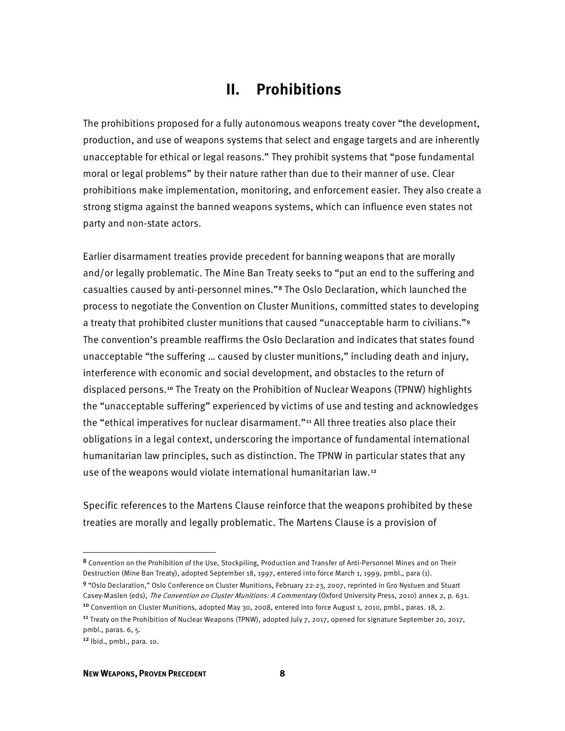## II. Prohibitions

The prohibitions proposed for a fully autonomous weapons treaty cover "the development, production, and use of weapons systems that select and engage targets and are inherently unacceptable for ethical or legal reasons." They prohibit systems that "pose fundamental moral or legal problems" by their nature rather than due to their manner of use. Clear prohibitions make implementation, monitoring, and enforcement easier. They also create a strong stigma against the banned weapons systems, which can influence even states not party and non-state actors.

Earlier disarmament treaties provide precedent for banning weapons that are morally and/or legally problematic. The Mine Ban Treaty seeks to "put an end to the suffering and casualties caused by anti-personnel mines."[8] The Oslo Declaration, which launched the process to negotiate the Convention on Cluster Munitions, committed states to developing a treaty that prohibited cluster munitions that caused "unacceptable harm to civilians."[9] The convention's preamble reaffirms the Oslo Declaration and indicates that states found unacceptable "the suffering … caused by cluster munitions," including death and injury, interference with economic and social development, and obstacles to the return of displaced persons.[10] The Treaty on the Prohibition of Nuclear Weapons (TPNW) highlights the "unacceptable suffering" experienced by victims of use and testing and acknowledges the "ethical imperatives for nuclear disarmament."[11] All three treaties also place their obligations in a legal context, underscoring the importance of fundamental international humanitarian law principles, such as distinction. The TPNW in particular states that any use of the weapons would violate international humanitarian law.[12]

Specific references to the Martens Clause reinforce that the weapons prohibited by these treaties are morally and legally problematic. The Martens Clause is a provision of

---

[8] Convention on the Prohibition of the Use, Stockpiling, Production and Transfer of Anti-Personnel Mines and on Their Destruction (Mine Ban Treaty), adopted September 18, 1997, entered into force March 1, 1999, pmbl., para (1).

[9] "Oslo Declaration," Oslo Conference on Cluster Munitions, February 22-23, 2007, reprinted in Gro Nystuen and Stuart Casey-Maslen (eds), *The Convention on Cluster Munitions: A Commentary* (Oxford University Press, 2010) annex 2, p. 631.

[10] Convention on Cluster Munitions, adopted May 30, 2008, entered into force August 1, 2010, pmbl., paras. 18, 2.

[11] Treaty on the Prohibition of Nuclear Weapons (TPNW), adopted July 7, 2017, opened for signature September 20, 2017, pmbl., paras. 6, 5.

[12] Ibid., pmbl., para. 10.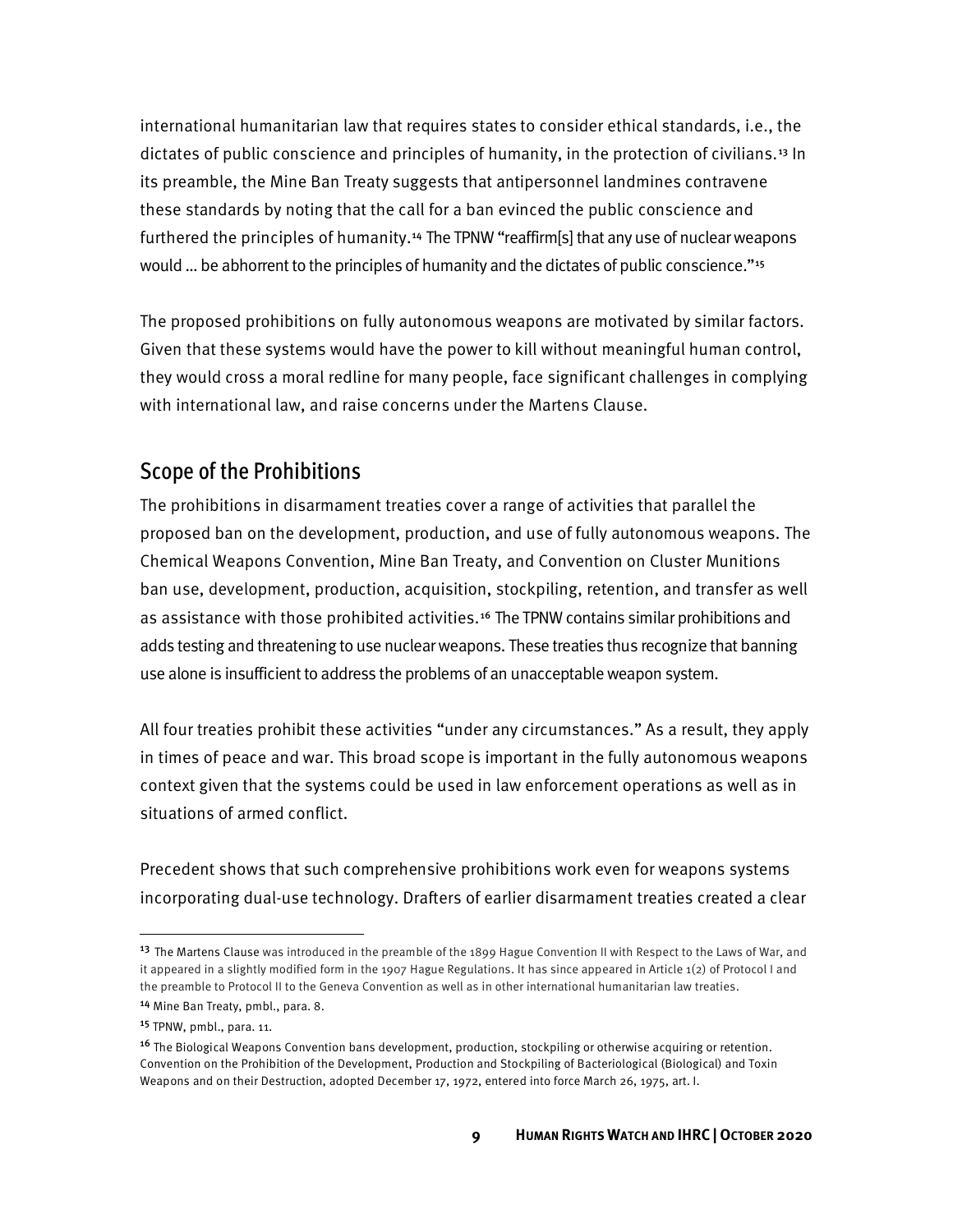international humanitarian law that requires states to consider ethical standards, i.e., the dictates of public conscience and principles of humanity, in the protection of civilians.[13] In its preamble, the Mine Ban Treaty suggests that antipersonnel landmines contravene these standards by noting that the call for a ban evinced the public conscience and furthered the principles of humanity.[14] The TPNW "reaffirm[s] that any use of nuclear weapons would ... be abhorrent to the principles of humanity and the dictates of public conscience."[15]

The proposed prohibitions on fully autonomous weapons are motivated by similar factors. Given that these systems would have the power to kill without meaningful human control, they would cross a moral redline for many people, face significant challenges in complying with international law, and raise concerns under the Martens Clause.

## Scope of the Prohibitions

The prohibitions in disarmament treaties cover a range of activities that parallel the proposed ban on the development, production, and use of fully autonomous weapons. The Chemical Weapons Convention, Mine Ban Treaty, and Convention on Cluster Munitions ban use, development, production, acquisition, stockpiling, retention, and transfer as well as assistance with those prohibited activities.[16] The TPNW contains similar prohibitions and adds testing and threatening to use nuclear weapons. These treaties thus recognize that banning use alone is insufficient to address the problems of an unacceptable weapon system.

All four treaties prohibit these activities "under any circumstances." As a result, they apply in times of peace and war. This broad scope is important in the fully autonomous weapons context given that the systems could be used in law enforcement operations as well as in situations of armed conflict.

Precedent shows that such comprehensive prohibitions work even for weapons systems incorporating dual-use technology. Drafters of earlier disarmament treaties created a clear

---

[13] The Martens Clause was introduced in the preamble of the 1899 Hague Convention II with Respect to the Laws of War, and it appeared in a slightly modified form in the 1907 Hague Regulations. It has since appeared in Article 1(2) of Protocol I and the preamble to Protocol II to the Geneva Convention as well as in other international humanitarian law treaties.

[14] Mine Ban Treaty, pmbl., para. 8.

[15] TPNW, pmbl., para. 11.

[16] The Biological Weapons Convention bans development, production, stockpiling or otherwise acquiring or retention. Convention on the Prohibition of the Development, Production and Stockpiling of Bacteriological (Biological) and Toxin Weapons and on their Destruction, adopted December 17, 1972, entered into force March 26, 1975, art. I.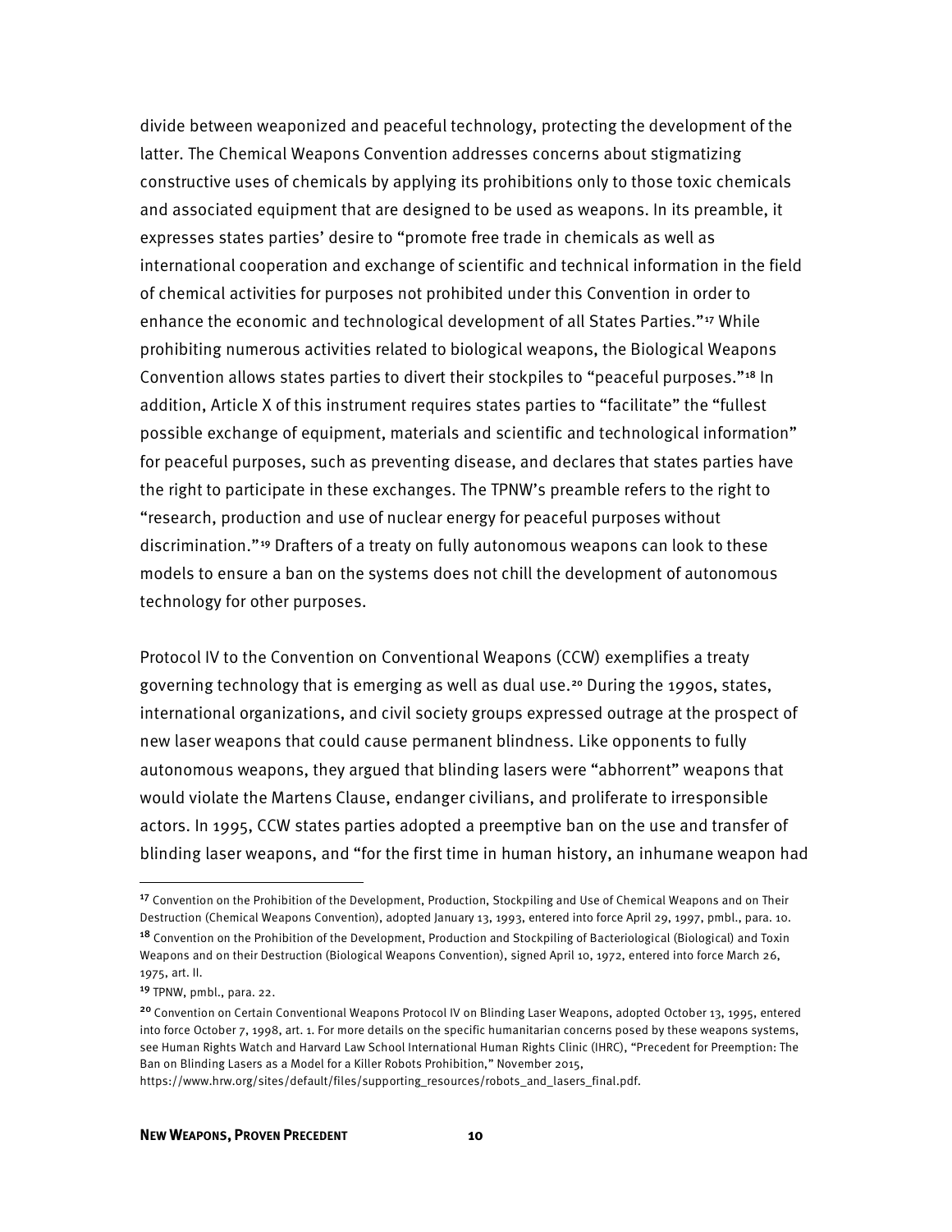divide between weaponized and peaceful technology, protecting the development of the latter. The Chemical Weapons Convention addresses concerns about stigmatizing constructive uses of chemicals by applying its prohibitions only to those toxic chemicals and associated equipment that are designed to be used as weapons. In its preamble, it expresses states parties' desire to "promote free trade in chemicals as well as international cooperation and exchange of scientific and technical information in the field of chemical activities for purposes not prohibited under this Convention in order to enhance the economic and technological development of all States Parties."[17] While prohibiting numerous activities related to biological weapons, the Biological Weapons Convention allows states parties to divert their stockpiles to "peaceful purposes."[18] In addition, Article X of this instrument requires states parties to "facilitate" the "fullest possible exchange of equipment, materials and scientific and technological information" for peaceful purposes, such as preventing disease, and declares that states parties have the right to participate in these exchanges. The TPNW's preamble refers to the right to "research, production and use of nuclear energy for peaceful purposes without discrimination."[19] Drafters of a treaty on fully autonomous weapons can look to these models to ensure a ban on the systems does not chill the development of autonomous technology for other purposes.

Protocol IV to the Convention on Conventional Weapons (CCW) exemplifies a treaty governing technology that is emerging as well as dual use.[20] During the 1990s, states, international organizations, and civil society groups expressed outrage at the prospect of new laser weapons that could cause permanent blindness. Like opponents to fully autonomous weapons, they argued that blinding lasers were "abhorrent" weapons that would violate the Martens Clause, endanger civilians, and proliferate to irresponsible actors. In 1995, CCW states parties adopted a preemptive ban on the use and transfer of blinding laser weapons, and "for the first time in human history, an inhumane weapon had

---

[17] Convention on the Prohibition of the Development, Production, Stockpiling and Use of Chemical Weapons and on Their Destruction (Chemical Weapons Convention), adopted January 13, 1993, entered into force April 29, 1997, pmbl., para. 10.

[18] Convention on the Prohibition of the Development, Production and Stockpiling of Bacteriological (Biological) and Toxin Weapons and on their Destruction (Biological Weapons Convention), signed April 10, 1972, entered into force March 26, 1975, art. II.

[19] TPNW, pmbl., para. 22.

[20] Convention on Certain Conventional Weapons Protocol IV on Blinding Laser Weapons, adopted October 13, 1995, entered into force October 7, 1998, art. 1. For more details on the specific humanitarian concerns posed by these weapons systems, see Human Rights Watch and Harvard Law School International Human Rights Clinic (IHRC), "Precedent for Preemption: The Ban on Blinding Lasers as a Model for a Killer Robots Prohibition," November 2015, https://www.hrw.org/sites/default/files/supporting_resources/robots_and_lasers_final.pdf.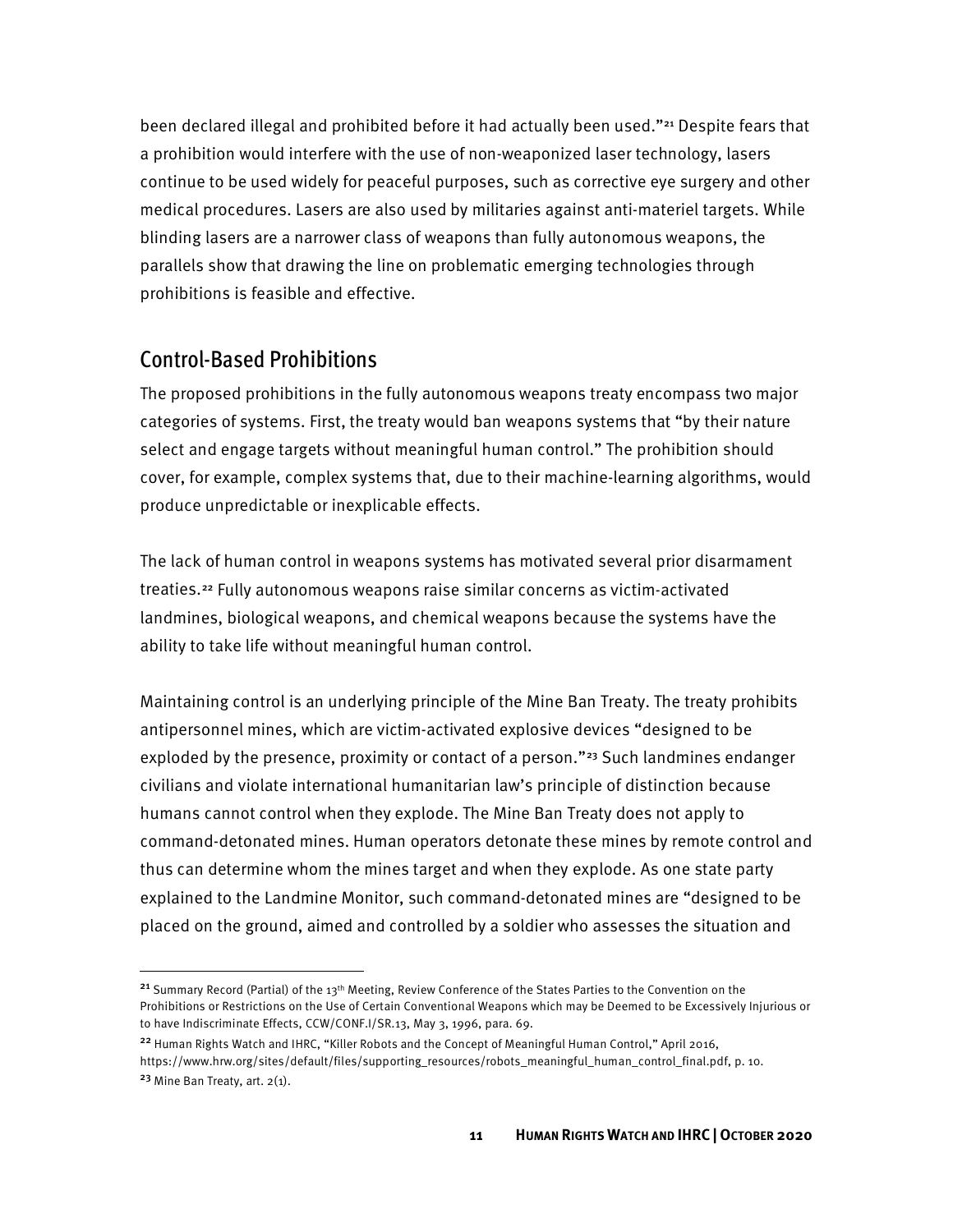been declared illegal and prohibited before it had actually been used."[21] Despite fears that a prohibition would interfere with the use of non-weaponized laser technology, lasers continue to be used widely for peaceful purposes, such as corrective eye surgery and other medical procedures. Lasers are also used by militaries against anti-materiel targets. While blinding lasers are a narrower class of weapons than fully autonomous weapons, the parallels show that drawing the line on problematic emerging technologies through prohibitions is feasible and effective.

## Control-Based Prohibitions

The proposed prohibitions in the fully autonomous weapons treaty encompass two major categories of systems. First, the treaty would ban weapons systems that "by their nature select and engage targets without meaningful human control." The prohibition should cover, for example, complex systems that, due to their machine-learning algorithms, would produce unpredictable or inexplicable effects.

The lack of human control in weapons systems has motivated several prior disarmament treaties.[22] Fully autonomous weapons raise similar concerns as victim-activated landmines, biological weapons, and chemical weapons because the systems have the ability to take life without meaningful human control.

Maintaining control is an underlying principle of the Mine Ban Treaty. The treaty prohibits antipersonnel mines, which are victim-activated explosive devices "designed to be exploded by the presence, proximity or contact of a person."[23] Such landmines endanger civilians and violate international humanitarian law's principle of distinction because humans cannot control when they explode. The Mine Ban Treaty does not apply to command-detonated mines. Human operators detonate these mines by remote control and thus can determine whom the mines target and when they explode. As one state party explained to the Landmine Monitor, such command-detonated mines are "designed to be placed on the ground, aimed and controlled by a soldier who assesses the situation and

---

[21] Summary Record (Partial) of the 13th Meeting, Review Conference of the States Parties to the Convention on the Prohibitions or Restrictions on the Use of Certain Conventional Weapons which may be Deemed to be Excessively Injurious or to have Indiscriminate Effects, CCW/CONF.I/SR.13, May 3, 1996, para. 69.

[22] Human Rights Watch and IHRC, "Killer Robots and the Concept of Meaningful Human Control," April 2016, https://www.hrw.org/sites/default/files/supporting_resources/robots_meaningful_human_control_final.pdf, p. 10.

[23] Mine Ban Treaty, art. 2(1).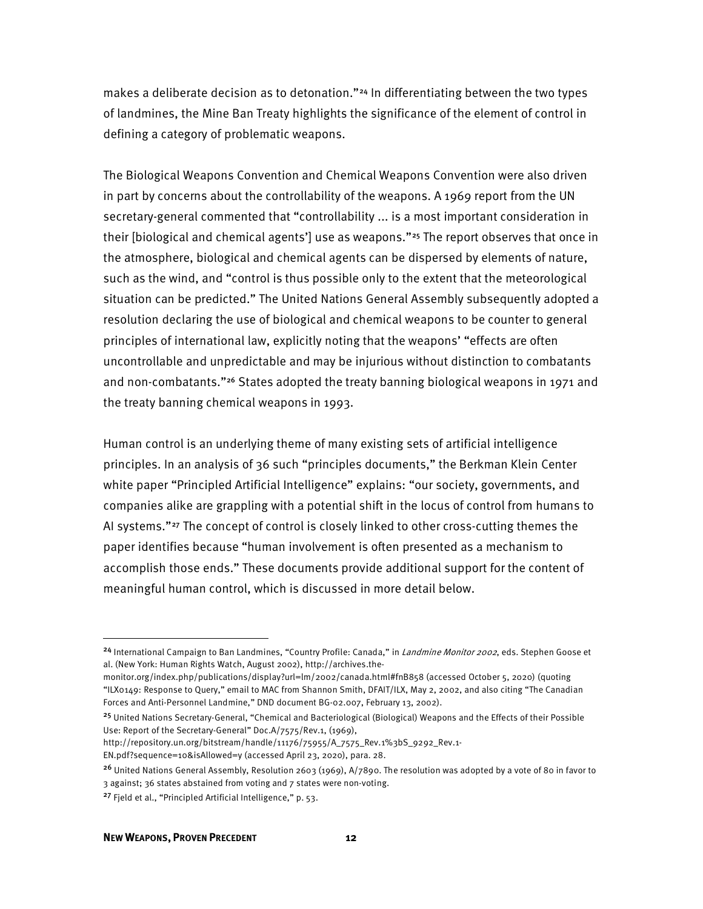makes a deliberate decision as to detonation."[24] In differentiating between the two types of landmines, the Mine Ban Treaty highlights the significance of the element of control in defining a category of problematic weapons.

The Biological Weapons Convention and Chemical Weapons Convention were also driven in part by concerns about the controllability of the weapons. A 1969 report from the UN secretary-general commented that "controllability ... is a most important consideration in their [biological and chemical agents'] use as weapons."[25] The report observes that once in the atmosphere, biological and chemical agents can be dispersed by elements of nature, such as the wind, and "control is thus possible only to the extent that the meteorological situation can be predicted." The United Nations General Assembly subsequently adopted a resolution declaring the use of biological and chemical weapons to be counter to general principles of international law, explicitly noting that the weapons' "effects are often uncontrollable and unpredictable and may be injurious without distinction to combatants and non-combatants."[26] States adopted the treaty banning biological weapons in 1971 and the treaty banning chemical weapons in 1993.

Human control is an underlying theme of many existing sets of artificial intelligence principles. In an analysis of 36 such "principles documents," the Berkman Klein Center white paper "Principled Artificial Intelligence" explains: "our society, governments, and companies alike are grappling with a potential shift in the locus of control from humans to AI systems."[27] The concept of control is closely linked to other cross-cutting themes the paper identifies because "human involvement is often presented as a mechanism to accomplish those ends." These documents provide additional support for the content of meaningful human control, which is discussed in more detail below.

---

[24] International Campaign to Ban Landmines, "Country Profile: Canada," in *Landmine Monitor 2002*, eds. Stephen Goose et al. (New York: Human Rights Watch, August 2002), http://archives.the-monitor.org/index.php/publications/display?url=lm/2002/canada.html#fnB858 (accessed October 5, 2020) (quoting "ILX0149: Response to Query," email to MAC from Shannon Smith, DFAIT/ILX, May 2, 2002, and also citing "The Canadian Forces and Anti-Personnel Landmine," DND document BG-02.007, February 13, 2002).

[25] United Nations Secretary-General, "Chemical and Bacteriological (Biological) Weapons and the Effects of their Possible Use: Report of the Secretary-General" Doc.A/7575/Rev.1, (1969), http://repository.un.org/bitstream/handle/11176/75955/A_7575_Rev.1%3bS_9292_Rev.1-EN.pdf?sequence=10&isAllowed=y (accessed April 23, 2020), para. 28.

[26] United Nations General Assembly, Resolution 2603 (1969), A/7890. The resolution was adopted by a vote of 80 in favor to 3 against; 36 states abstained from voting and 7 states were non-voting.

[27] Fjeld et al., "Principled Artificial Intelligence," p. 53.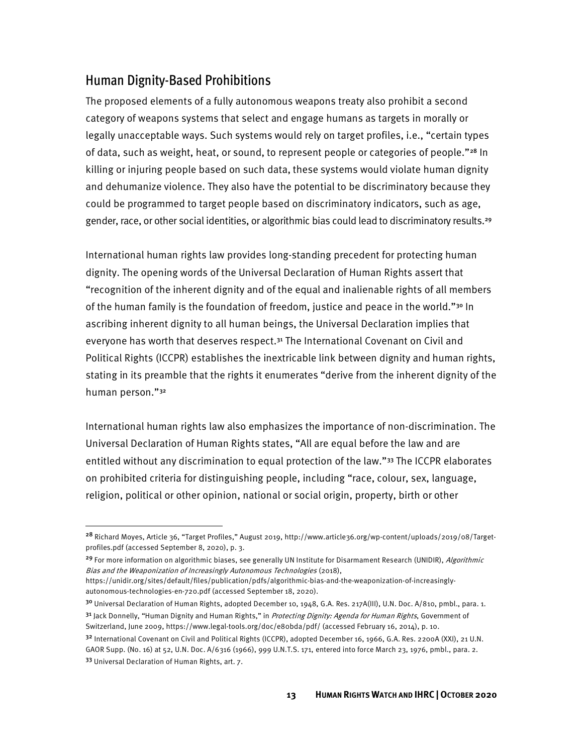## Human Dignity-Based Prohibitions

The proposed elements of a fully autonomous weapons treaty also prohibit a second category of weapons systems that select and engage humans as targets in morally or legally unacceptable ways. Such systems would rely on target profiles, i.e., "certain types of data, such as weight, heat, or sound, to represent people or categories of people."[28] In killing or injuring people based on such data, these systems would violate human dignity and dehumanize violence. They also have the potential to be discriminatory because they could be programmed to target people based on discriminatory indicators, such as age, gender, race, or other social identities, or algorithmic bias could lead to discriminatory results.[29]

International human rights law provides long-standing precedent for protecting human dignity. The opening words of the Universal Declaration of Human Rights assert that "recognition of the inherent dignity and of the equal and inalienable rights of all members of the human family is the foundation of freedom, justice and peace in the world."[30] In ascribing inherent dignity to all human beings, the Universal Declaration implies that everyone has worth that deserves respect.[31] The International Covenant on Civil and Political Rights (ICCPR) establishes the inextricable link between dignity and human rights, stating in its preamble that the rights it enumerates "derive from the inherent dignity of the human person."[32]

International human rights law also emphasizes the importance of non-discrimination. The Universal Declaration of Human Rights states, "All are equal before the law and are entitled without any discrimination to equal protection of the law."[33] The ICCPR elaborates on prohibited criteria for distinguishing people, including "race, colour, sex, language, religion, political or other opinion, national or social origin, property, birth or other

---

[28] Richard Moyes, Article 36, "Target Profiles," August 2019, http://www.article36.org/wp-content/uploads/2019/08/Target-profiles.pdf (accessed September 8, 2020), p. 3.

[29] For more information on algorithmic biases, see generally UN Institute for Disarmament Research (UNIDIR), *Algorithmic Bias and the Weaponization of Increasingly Autonomous Technologies* (2018), https://unidir.org/sites/default/files/publication/pdfs/algorithmic-bias-and-the-weaponization-of-increasingly-autonomous-technologies-en-720.pdf (accessed September 18, 2020).

[30] Universal Declaration of Human Rights, adopted December 10, 1948, G.A. Res. 217A(III), U.N. Doc. A/810, pmbl., para. 1.

[31] Jack Donnelly, "Human Dignity and Human Rights," in *Protecting Dignity: Agenda for Human Rights*, Government of Switzerland, June 2009, https://www.legal-tools.org/doc/e80bda/pdf/ (accessed February 16, 2014), p. 10.

[32] International Covenant on Civil and Political Rights (ICCPR), adopted December 16, 1966, G.A. Res. 2200A (XXI), 21 U.N. GAOR Supp. (No. 16) at 52, U.N. Doc. A/6316 (1966), 999 U.N.T.S. 171, entered into force March 23, 1976, pmbl., para. 2.

[33] Universal Declaration of Human Rights, art. 7.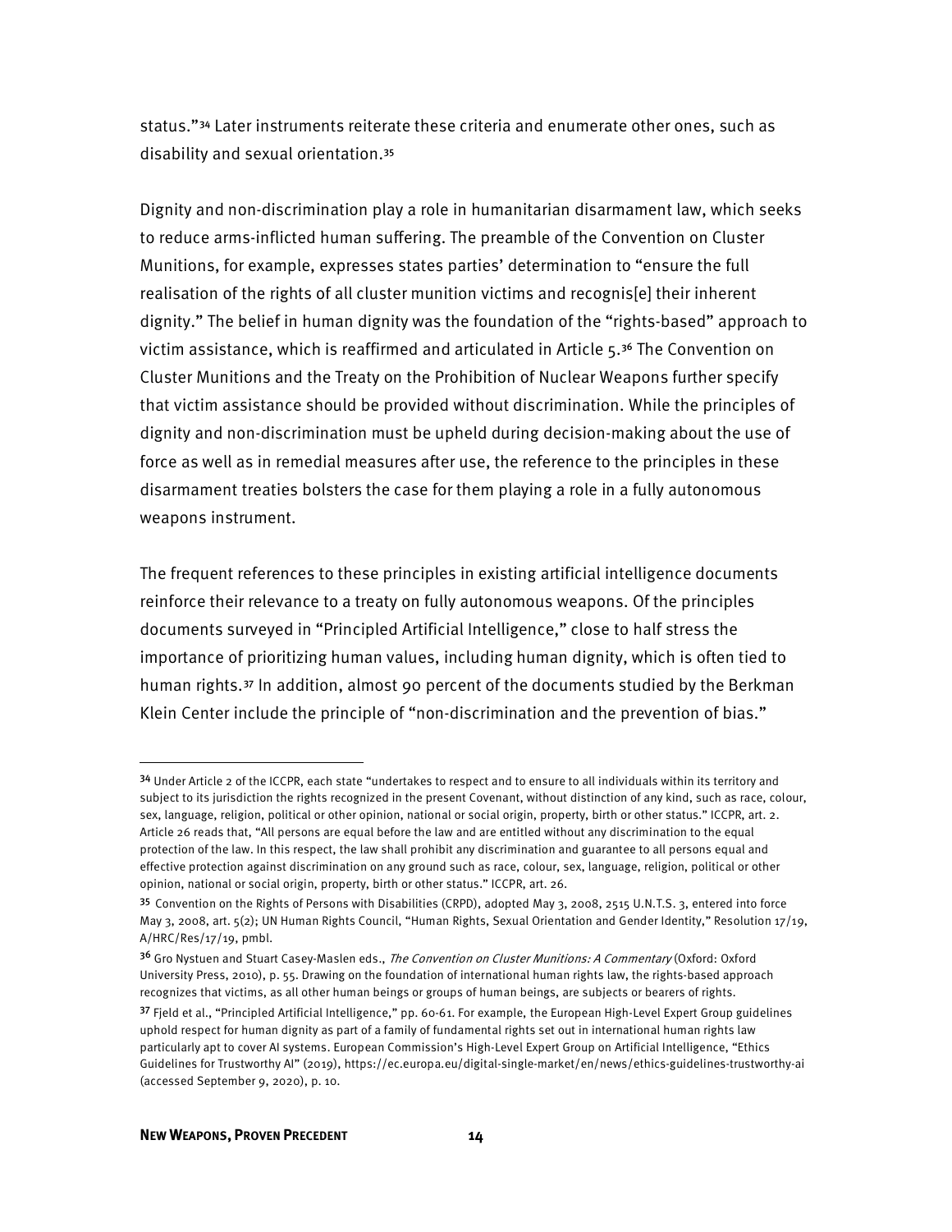status."[34] Later instruments reiterate these criteria and enumerate other ones, such as disability and sexual orientation.[35]

Dignity and non-discrimination play a role in humanitarian disarmament law, which seeks to reduce arms-inflicted human suffering. The preamble of the Convention on Cluster Munitions, for example, expresses states parties' determination to "ensure the full realisation of the rights of all cluster munition victims and recognis[e] their inherent dignity." The belief in human dignity was the foundation of the "rights-based" approach to victim assistance, which is reaffirmed and articulated in Article 5.[36] The Convention on Cluster Munitions and the Treaty on the Prohibition of Nuclear Weapons further specify that victim assistance should be provided without discrimination. While the principles of dignity and non-discrimination must be upheld during decision-making about the use of force as well as in remedial measures after use, the reference to the principles in these disarmament treaties bolsters the case for them playing a role in a fully autonomous weapons instrument.

The frequent references to these principles in existing artificial intelligence documents reinforce their relevance to a treaty on fully autonomous weapons. Of the principles documents surveyed in "Principled Artificial Intelligence," close to half stress the importance of prioritizing human values, including human dignity, which is often tied to human rights.[37] In addition, almost 90 percent of the documents studied by the Berkman Klein Center include the principle of "non-discrimination and the prevention of bias."

---

[34] Under Article 2 of the ICCPR, each state "undertakes to respect and to ensure to all individuals within its territory and subject to its jurisdiction the rights recognized in the present Covenant, without distinction of any kind, such as race, colour, sex, language, religion, political or other opinion, national or social origin, property, birth or other status." ICCPR, art. 2. Article 26 reads that, "All persons are equal before the law and are entitled without any discrimination to the equal protection of the law. In this respect, the law shall prohibit any discrimination and guarantee to all persons equal and effective protection against discrimination on any ground such as race, colour, sex, language, religion, political or other opinion, national or social origin, property, birth or other status." ICCPR, art. 26.

[35] Convention on the Rights of Persons with Disabilities (CRPD), adopted May 3, 2008, 2515 U.N.T.S. 3, entered into force May 3, 2008, art. 5(2); UN Human Rights Council, "Human Rights, Sexual Orientation and Gender Identity," Resolution 17/19, A/HRC/Res/17/19, pmbl.

[36] Gro Nystuen and Stuart Casey-Maslen eds., *The Convention on Cluster Munitions: A Commentary* (Oxford: Oxford University Press, 2010), p. 55. Drawing on the foundation of international human rights law, the rights-based approach recognizes that victims, as all other human beings or groups of human beings, are subjects or bearers of rights.

[37] Fjeld et al., "Principled Artificial Intelligence," pp. 60-61. For example, the European High-Level Expert Group guidelines uphold respect for human dignity as part of a family of fundamental rights set out in international human rights law particularly apt to cover AI systems. European Commission's High-Level Expert Group on Artificial Intelligence, "Ethics Guidelines for Trustworthy AI" (2019), https://ec.europa.eu/digital-single-market/en/news/ethics-guidelines-trustworthy-ai (accessed September 9, 2020), p. 10.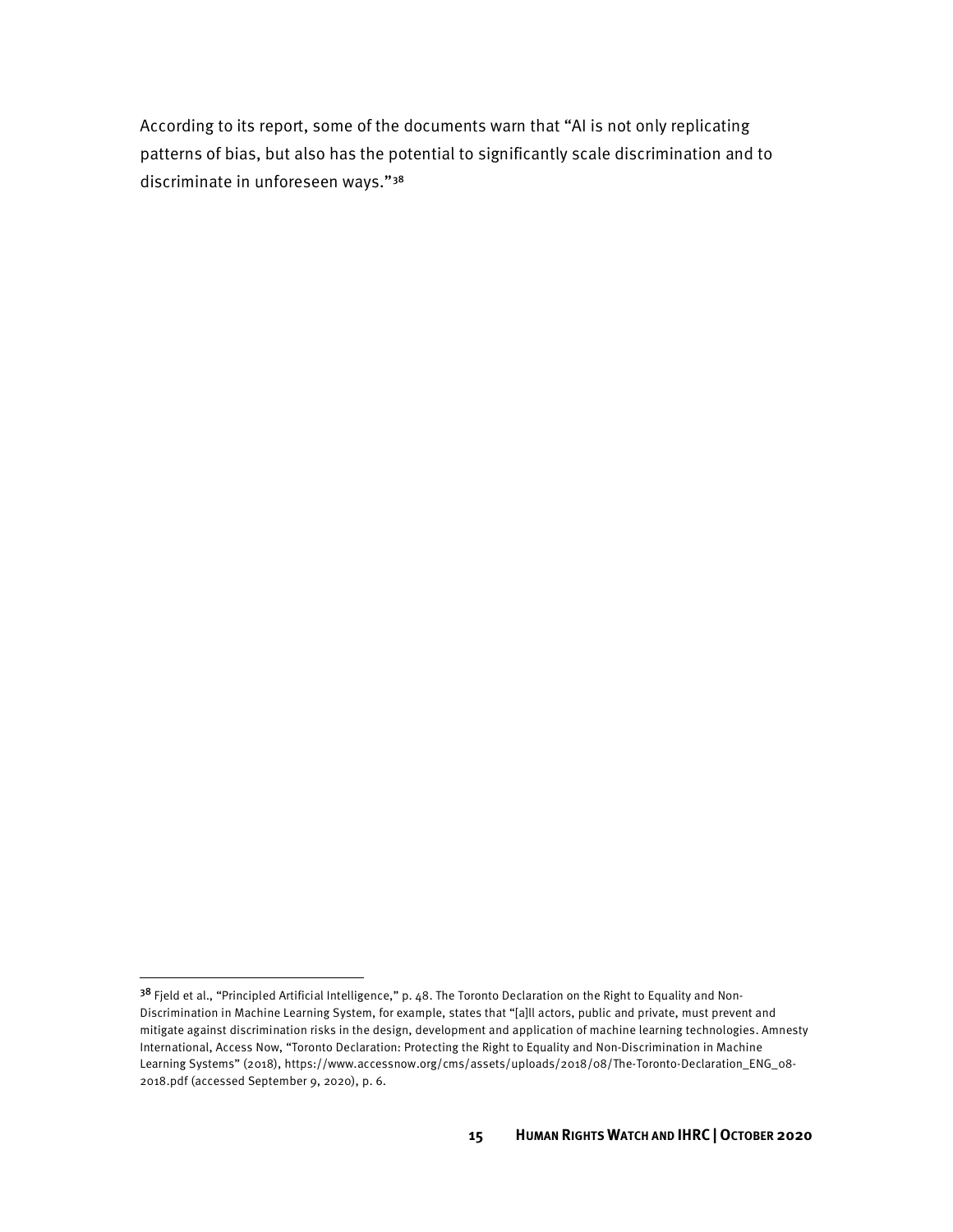According to its report, some of the documents warn that "AI is not only replicating patterns of bias, but also has the potential to significantly scale discrimination and to discriminate in unforeseen ways."[38]

---

[38] Fjeld et al., "Principled Artificial Intelligence," p. 48. The Toronto Declaration on the Right to Equality and Non-Discrimination in Machine Learning System, for example, states that "[a]ll actors, public and private, must prevent and mitigate against discrimination risks in the design, development and application of machine learning technologies. Amnesty International, Access Now, "Toronto Declaration: Protecting the Right to Equality and Non-Discrimination in Machine Learning Systems" (2018), https://www.accessnow.org/cms/assets/uploads/2018/08/The-Toronto-Declaration_ENG_08-2018.pdf (accessed September 9, 2020), p. 6.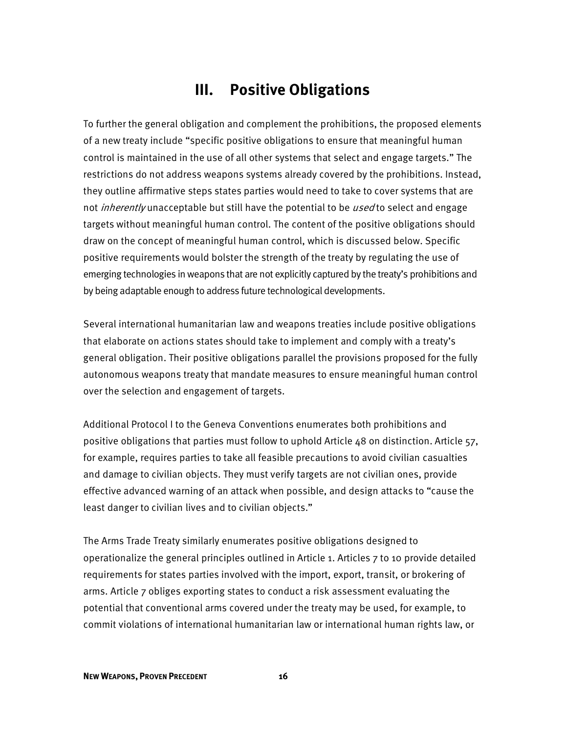## III. Positive Obligations

To further the general obligation and complement the prohibitions, the proposed elements of a new treaty include "specific positive obligations to ensure that meaningful human control is maintained in the use of all other systems that select and engage targets." The restrictions do not address weapons systems already covered by the prohibitions. Instead, they outline affirmative steps states parties would need to take to cover systems that are not *inherently* unacceptable but still have the potential to be *used* to select and engage targets without meaningful human control. The content of the positive obligations should draw on the concept of meaningful human control, which is discussed below. Specific positive requirements would bolster the strength of the treaty by regulating the use of emerging technologies in weapons that are not explicitly captured by the treaty's prohibitions and by being adaptable enough to address future technological developments.

Several international humanitarian law and weapons treaties include positive obligations that elaborate on actions states should take to implement and comply with a treaty's general obligation. Their positive obligations parallel the provisions proposed for the fully autonomous weapons treaty that mandate measures to ensure meaningful human control over the selection and engagement of targets.

Additional Protocol I to the Geneva Conventions enumerates both prohibitions and positive obligations that parties must follow to uphold Article 48 on distinction. Article 57, for example, requires parties to take all feasible precautions to avoid civilian casualties and damage to civilian objects. They must verify targets are not civilian ones, provide effective advanced warning of an attack when possible, and design attacks to "cause the least danger to civilian lives and to civilian objects."

The Arms Trade Treaty similarly enumerates positive obligations designed to operationalize the general principles outlined in Article 1. Articles 7 to 10 provide detailed requirements for states parties involved with the import, export, transit, or brokering of arms. Article 7 obliges exporting states to conduct a risk assessment evaluating the potential that conventional arms covered under the treaty may be used, for example, to commit violations of international humanitarian law or international human rights law, or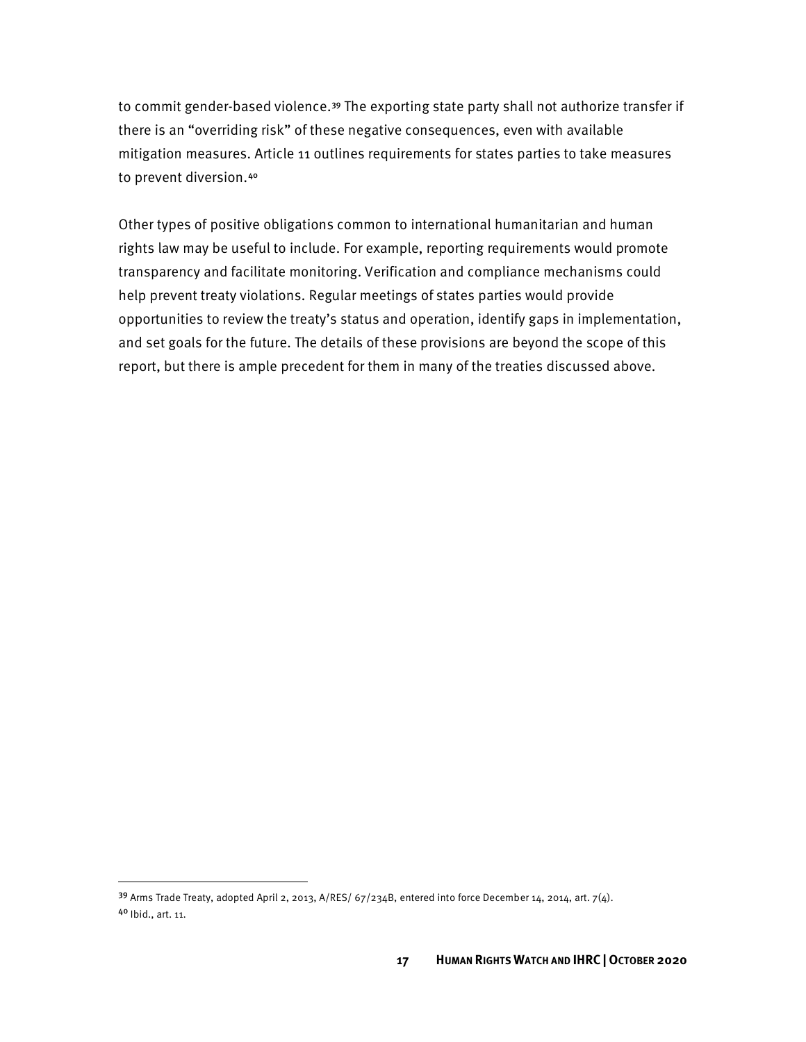to commit gender-based violence.[39] The exporting state party shall not authorize transfer if there is an "overriding risk" of these negative consequences, even with available mitigation measures. Article 11 outlines requirements for states parties to take measures to prevent diversion.[40]

Other types of positive obligations common to international humanitarian and human rights law may be useful to include. For example, reporting requirements would promote transparency and facilitate monitoring. Verification and compliance mechanisms could help prevent treaty violations. Regular meetings of states parties would provide opportunities to review the treaty's status and operation, identify gaps in implementation, and set goals for the future. The details of these provisions are beyond the scope of this report, but there is ample precedent for them in many of the treaties discussed above.

---

[39] Arms Trade Treaty, adopted April 2, 2013, A/RES/ 67/234B, entered into force December 14, 2014, art. 7(4).

[40] Ibid., art. 11.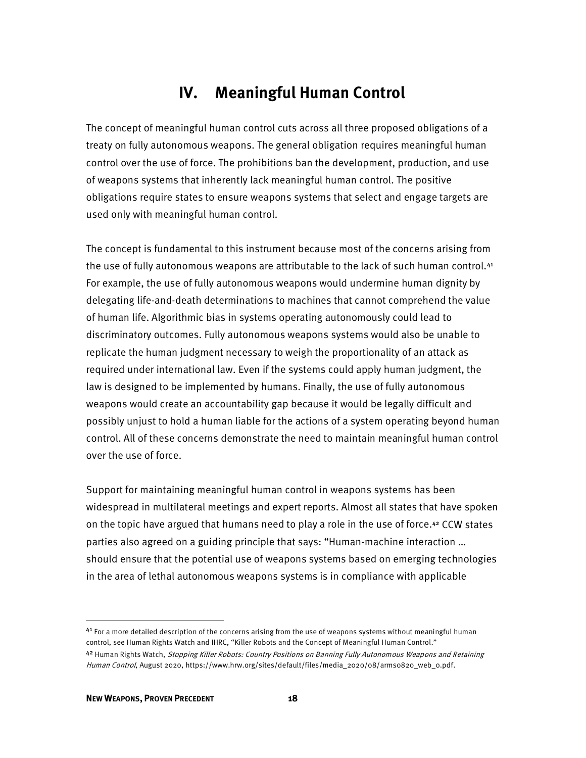# IV. Meaningful Human Control

The concept of meaningful human control cuts across all three proposed obligations of a treaty on fully autonomous weapons. The general obligation requires meaningful human control over the use of force. The prohibitions ban the development, production, and use of weapons systems that inherently lack meaningful human control. The positive obligations require states to ensure weapons systems that select and engage targets are used only with meaningful human control.

The concept is fundamental to this instrument because most of the concerns arising from the use of fully autonomous weapons are attributable to the lack of such human control.[41] For example, the use of fully autonomous weapons would undermine human dignity by delegating life-and-death determinations to machines that cannot comprehend the value of human life. Algorithmic bias in systems operating autonomously could lead to discriminatory outcomes. Fully autonomous weapons systems would also be unable to replicate the human judgment necessary to weigh the proportionality of an attack as required under international law. Even if the systems could apply human judgment, the law is designed to be implemented by humans. Finally, the use of fully autonomous weapons would create an accountability gap because it would be legally difficult and possibly unjust to hold a human liable for the actions of a system operating beyond human control. All of these concerns demonstrate the need to maintain meaningful human control over the use of force.

Support for maintaining meaningful human control in weapons systems has been widespread in multilateral meetings and expert reports. Almost all states that have spoken on the topic have argued that humans need to play a role in the use of force.[42] CCW states parties also agreed on a guiding principle that says: "Human-machine interaction … should ensure that the potential use of weapons systems based on emerging technologies in the area of lethal autonomous weapons systems is in compliance with applicable

---

[41] For a more detailed description of the concerns arising from the use of weapons systems without meaningful human control, see Human Rights Watch and IHRC, "Killer Robots and the Concept of Meaningful Human Control."

[42] Human Rights Watch, *Stopping Killer Robots: Country Positions on Banning Fully Autonomous Weapons and Retaining Human Control*, August 2020, https://www.hrw.org/sites/default/files/media_2020/08/arms0820_web_0.pdf.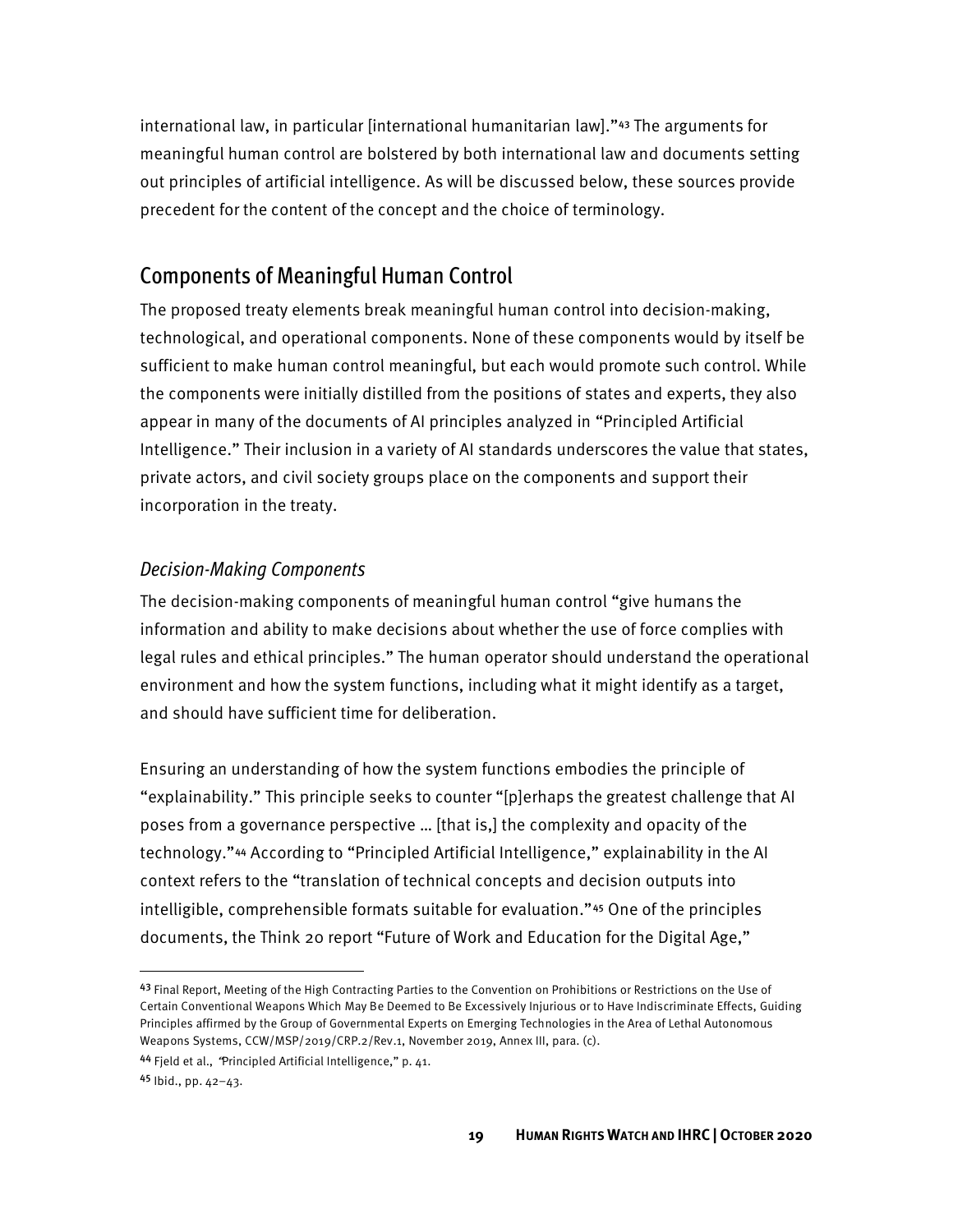international law, in particular [international humanitarian law]."[43] The arguments for meaningful human control are bolstered by both international law and documents setting out principles of artificial intelligence. As will be discussed below, these sources provide precedent for the content of the concept and the choice of terminology.

## Components of Meaningful Human Control

The proposed treaty elements break meaningful human control into decision-making, technological, and operational components. None of these components would by itself be sufficient to make human control meaningful, but each would promote such control. While the components were initially distilled from the positions of states and experts, they also appear in many of the documents of AI principles analyzed in "Principled Artificial Intelligence." Their inclusion in a variety of AI standards underscores the value that states, private actors, and civil society groups place on the components and support their incorporation in the treaty.

### *Decision-Making Components*

The decision-making components of meaningful human control "give humans the information and ability to make decisions about whether the use of force complies with legal rules and ethical principles." The human operator should understand the operational environment and how the system functions, including what it might identify as a target, and should have sufficient time for deliberation.

Ensuring an understanding of how the system functions embodies the principle of "explainability." This principle seeks to counter "[p]erhaps the greatest challenge that AI poses from a governance perspective … [that is,] the complexity and opacity of the technology."[44] According to "Principled Artificial Intelligence," explainability in the AI context refers to the "translation of technical concepts and decision outputs into intelligible, comprehensible formats suitable for evaluation."[45] One of the principles documents, the Think 20 report "Future of Work and Education for the Digital Age,"

---

[43] Final Report, Meeting of the High Contracting Parties to the Convention on Prohibitions or Restrictions on the Use of Certain Conventional Weapons Which May Be Deemed to Be Excessively Injurious or to Have Indiscriminate Effects, Guiding Principles affirmed by the Group of Governmental Experts on Emerging Technologies in the Area of Lethal Autonomous Weapons Systems, CCW/MSP/2019/CRP.2/Rev.1, November 2019, Annex III, para. (c).

[44] Fjeld et al., "Principled Artificial Intelligence," p. 41.

[45] Ibid., pp. 42–43.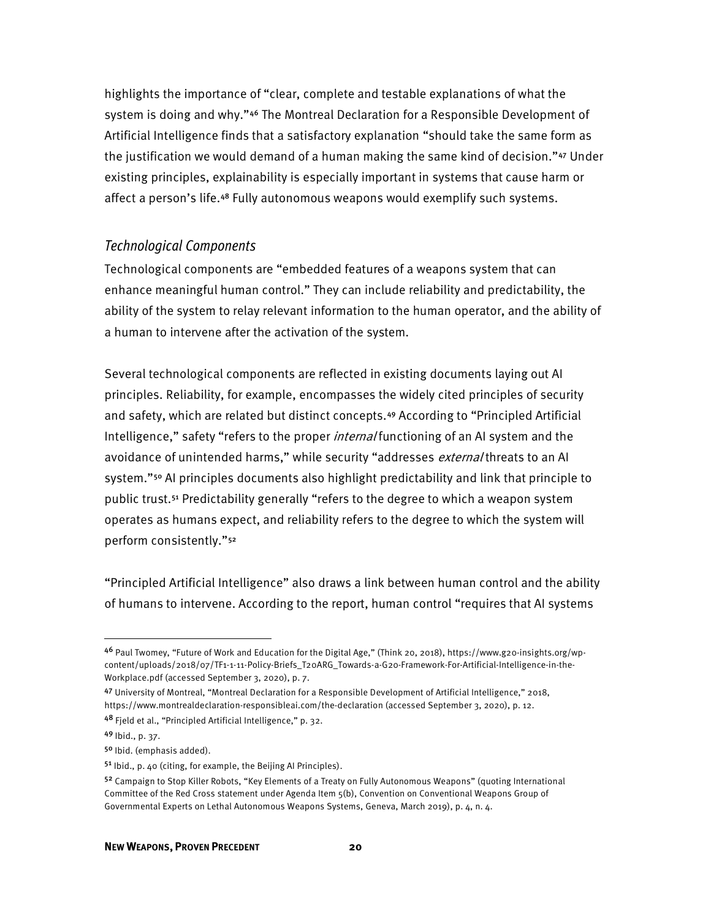highlights the importance of "clear, complete and testable explanations of what the system is doing and why."[46] The Montreal Declaration for a Responsible Development of Artificial Intelligence finds that a satisfactory explanation "should take the same form as the justification we would demand of a human making the same kind of decision."[47] Under existing principles, explainability is especially important in systems that cause harm or affect a person's life.[48] Fully autonomous weapons would exemplify such systems.

### *Technological Components*

Technological components are "embedded features of a weapons system that can enhance meaningful human control." They can include reliability and predictability, the ability of the system to relay relevant information to the human operator, and the ability of a human to intervene after the activation of the system.

Several technological components are reflected in existing documents laying out AI principles. Reliability, for example, encompasses the widely cited principles of security and safety, which are related but distinct concepts.[49] According to "Principled Artificial Intelligence," safety "refers to the proper *internal* functioning of an AI system and the avoidance of unintended harms," while security "addresses *external* threats to an AI system."[50] AI principles documents also highlight predictability and link that principle to public trust.[51] Predictability generally "refers to the degree to which a weapon system operates as humans expect, and reliability refers to the degree to which the system will perform consistently."[52]

"Principled Artificial Intelligence" also draws a link between human control and the ability of humans to intervene. According to the report, human control "requires that AI systems

---

[46] Paul Twomey, "Future of Work and Education for the Digital Age," (Think 20, 2018), https://www.g20-insights.org/wp-content/uploads/2018/07/TF1-1-11-Policy-Briefs_T20ARG_Towards-a-G20-Framework-For-Artificial-Intelligence-in-the-Workplace.pdf (accessed September 3, 2020), p. 7.

[47] University of Montreal, "Montreal Declaration for a Responsible Development of Artificial Intelligence," 2018, https://www.montrealdeclaration-responsibleai.com/the-declaration (accessed September 3, 2020), p. 12.

[48] Fjeld et al., "Principled Artificial Intelligence," p. 32.

[49] Ibid., p. 37.

[50] Ibid. (emphasis added).

[51] Ibid., p. 40 (citing, for example, the Beijing AI Principles).

[52] Campaign to Stop Killer Robots, "Key Elements of a Treaty on Fully Autonomous Weapons" (quoting International Committee of the Red Cross statement under Agenda Item 5(b), Convention on Conventional Weapons Group of Governmental Experts on Lethal Autonomous Weapons Systems, Geneva, March 2019), p. 4, n. 4.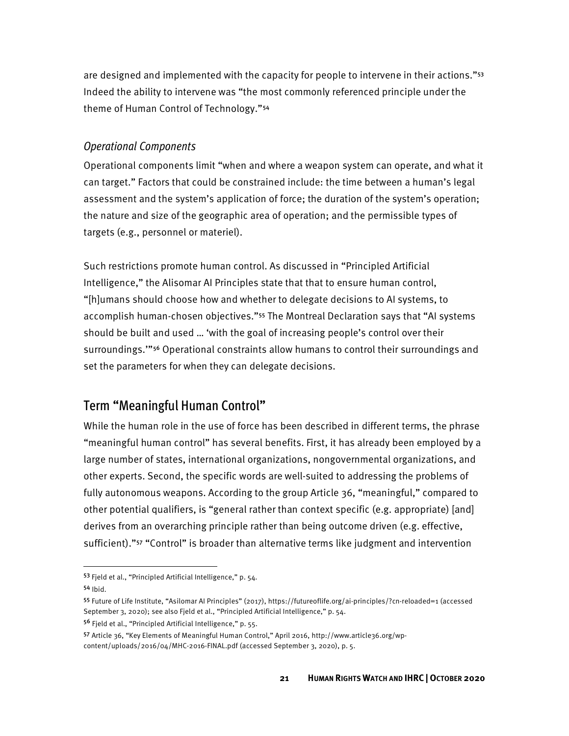are designed and implemented with the capacity for people to intervene in their actions."[53] Indeed the ability to intervene was "the most commonly referenced principle under the theme of Human Control of Technology."[54]

### *Operational Components*

Operational components limit "when and where a weapon system can operate, and what it can target." Factors that could be constrained include: the time between a human's legal assessment and the system's application of force; the duration of the system's operation; the nature and size of the geographic area of operation; and the permissible types of targets (e.g., personnel or materiel).

Such restrictions promote human control. As discussed in "Principled Artificial Intelligence," the Alisomar AI Principles state that that to ensure human control, "[h]umans should choose how and whether to delegate decisions to AI systems, to accomplish human-chosen objectives."[55] The Montreal Declaration says that "AI systems should be built and used … 'with the goal of increasing people's control over their surroundings.'"[56] Operational constraints allow humans to control their surroundings and set the parameters for when they can delegate decisions.

## Term "Meaningful Human Control"

While the human role in the use of force has been described in different terms, the phrase "meaningful human control" has several benefits. First, it has already been employed by a large number of states, international organizations, nongovernmental organizations, and other experts. Second, the specific words are well-suited to addressing the problems of fully autonomous weapons. According to the group Article 36, "meaningful," compared to other potential qualifiers, is "general rather than context specific (e.g. appropriate) [and] derives from an overarching principle rather than being outcome driven (e.g. effective, sufficient)."[57] "Control" is broader than alternative terms like judgment and intervention

---

[53] Fjeld et al., "Principled Artificial Intelligence," p. 54.

[54] Ibid.

[55] Future of Life Institute, "Asilomar AI Principles" (2017), https://futureoflife.org/ai-principles/?cn-reloaded=1 (accessed September 3, 2020); see also Fjeld et al., "Principled Artificial Intelligence," p. 54.

[56] Fjeld et al., "Principled Artificial Intelligence," p. 55.

[57] Article 36, "Key Elements of Meaningful Human Control," April 2016, http://www.article36.org/wp-content/uploads/2016/04/MHC-2016-FINAL.pdf (accessed September 3, 2020), p. 5.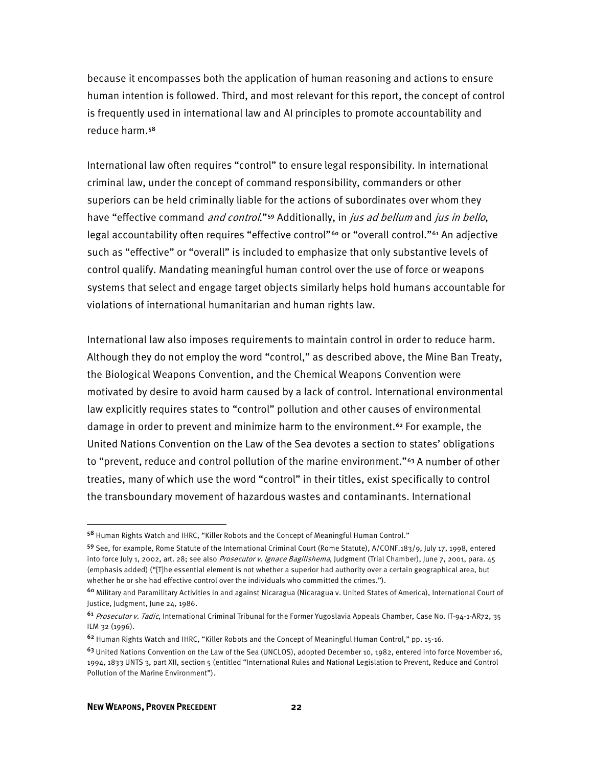because it encompasses both the application of human reasoning and actions to ensure human intention is followed. Third, and most relevant for this report, the concept of control is frequently used in international law and AI principles to promote accountability and reduce harm.[58]

International law often requires "control" to ensure legal responsibility. In international criminal law, under the concept of command responsibility, commanders or other superiors can be held criminally liable for the actions of subordinates over whom they have "effective command *and control*."[59] Additionally, in *jus ad bellum* and *jus in bello*, legal accountability often requires "effective control"[60] or "overall control."[61] An adjective such as "effective" or "overall" is included to emphasize that only substantive levels of control qualify. Mandating meaningful human control over the use of force or weapons systems that select and engage target objects similarly helps hold humans accountable for violations of international humanitarian and human rights law.

International law also imposes requirements to maintain control in order to reduce harm. Although they do not employ the word "control," as described above, the Mine Ban Treaty, the Biological Weapons Convention, and the Chemical Weapons Convention were motivated by desire to avoid harm caused by a lack of control. International environmental law explicitly requires states to "control" pollution and other causes of environmental damage in order to prevent and minimize harm to the environment.[62] For example, the United Nations Convention on the Law of the Sea devotes a section to states' obligations to "prevent, reduce and control pollution of the marine environment."[63] A number of other treaties, many of which use the word "control" in their titles, exist specifically to control the transboundary movement of hazardous wastes and contaminants. International

---

[58] Human Rights Watch and IHRC, "Killer Robots and the Concept of Meaningful Human Control."

[59] See, for example, Rome Statute of the International Criminal Court (Rome Statute), A/CONF.183/9, July 17, 1998, entered into force July 1, 2002, art. 28; see also *Prosecutor v. Ignace Bagilishema*, Judgment (Trial Chamber), June 7, 2001, para. 45 (emphasis added) ("[T]he essential element is not whether a superior had authority over a certain geographical area, but whether he or she had effective control over the individuals who committed the crimes.").

[60] Military and Paramilitary Activities in and against Nicaragua (Nicaragua v. United States of America), International Court of Justice, Judgment, June 24, 1986.

[61] *Prosecutor v. Tadic*, International Criminal Tribunal for the Former Yugoslavia Appeals Chamber, Case No. IT-94-1-AR72, 35 ILM 32 (1996).

[62] Human Rights Watch and IHRC, "Killer Robots and the Concept of Meaningful Human Control," pp. 15-16.

[63] United Nations Convention on the Law of the Sea (UNCLOS), adopted December 10, 1982, entered into force November 16, 1994, 1833 UNTS 3, part XII, section 5 (entitled "International Rules and National Legislation to Prevent, Reduce and Control Pollution of the Marine Environment").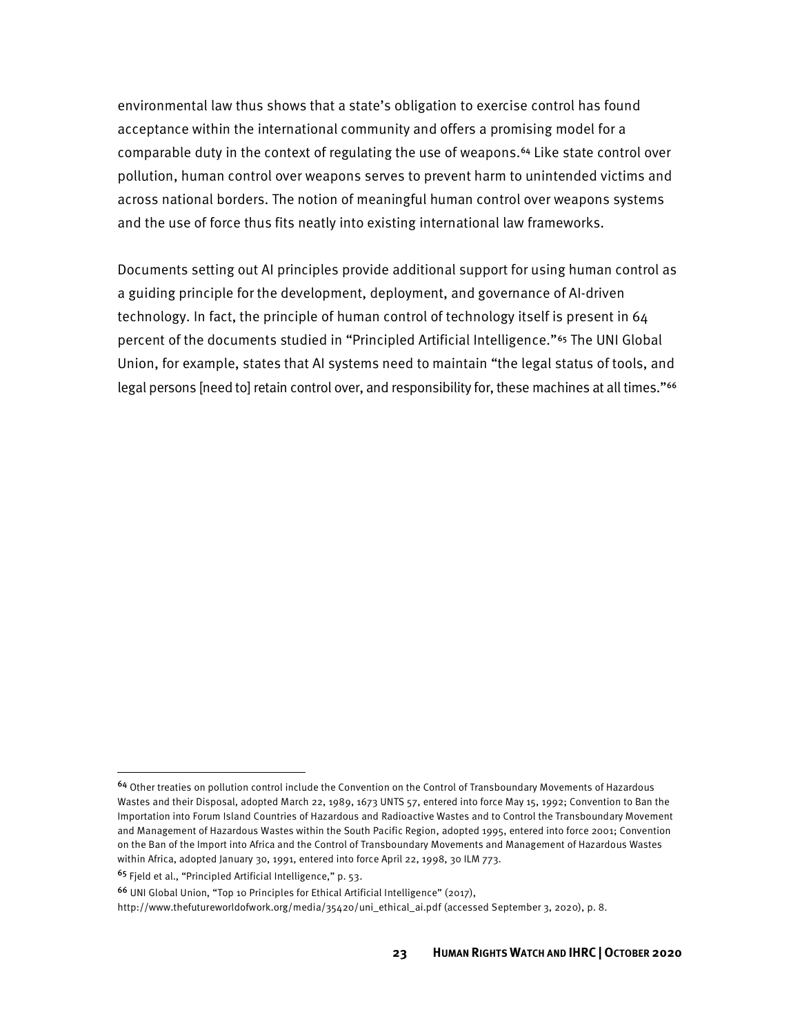environmental law thus shows that a state's obligation to exercise control has found acceptance within the international community and offers a promising model for a comparable duty in the context of regulating the use of weapons.[64] Like state control over pollution, human control over weapons serves to prevent harm to unintended victims and across national borders. The notion of meaningful human control over weapons systems and the use of force thus fits neatly into existing international law frameworks.

Documents setting out AI principles provide additional support for using human control as a guiding principle for the development, deployment, and governance of AI-driven technology. In fact, the principle of human control of technology itself is present in 64 percent of the documents studied in "Principled Artificial Intelligence."[65] The UNI Global Union, for example, states that AI systems need to maintain "the legal status of tools, and legal persons [need to] retain control over, and responsibility for, these machines at all times."[66]

---

[64] Other treaties on pollution control include the Convention on the Control of Transboundary Movements of Hazardous Wastes and their Disposal, adopted March 22, 1989, 1673 UNTS 57, entered into force May 15, 1992; Convention to Ban the Importation into Forum Island Countries of Hazardous and Radioactive Wastes and to Control the Transboundary Movement and Management of Hazardous Wastes within the South Pacific Region, adopted 1995, entered into force 2001; Convention on the Ban of the Import into Africa and the Control of Transboundary Movements and Management of Hazardous Wastes within Africa, adopted January 30, 1991, entered into force April 22, 1998, 30 ILM 773.

[65] Fjeld et al., "Principled Artificial Intelligence," p. 53.

[66] UNI Global Union, "Top 10 Principles for Ethical Artificial Intelligence" (2017), http://www.thefutureworldofwork.org/media/35420/uni_ethical_ai.pdf (accessed September 3, 2020), p. 8.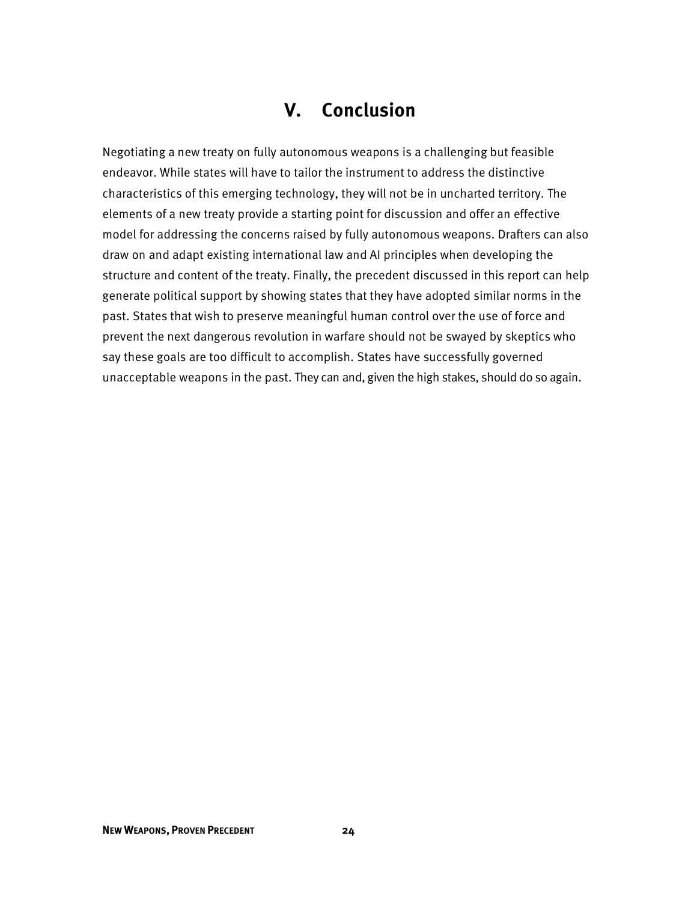# V. Conclusion

Negotiating a new treaty on fully autonomous weapons is a challenging but feasible endeavor. While states will have to tailor the instrument to address the distinctive characteristics of this emerging technology, they will not be in uncharted territory. The elements of a new treaty provide a starting point for discussion and offer an effective model for addressing the concerns raised by fully autonomous weapons. Drafters can also draw on and adapt existing international law and AI principles when developing the structure and content of the treaty. Finally, the precedent discussed in this report can help generate political support by showing states that they have adopted similar norms in the past. States that wish to preserve meaningful human control over the use of force and prevent the next dangerous revolution in warfare should not be swayed by skeptics who say these goals are too difficult to accomplish. States have successfully governed unacceptable weapons in the past. They can and, given the high stakes, should do so again.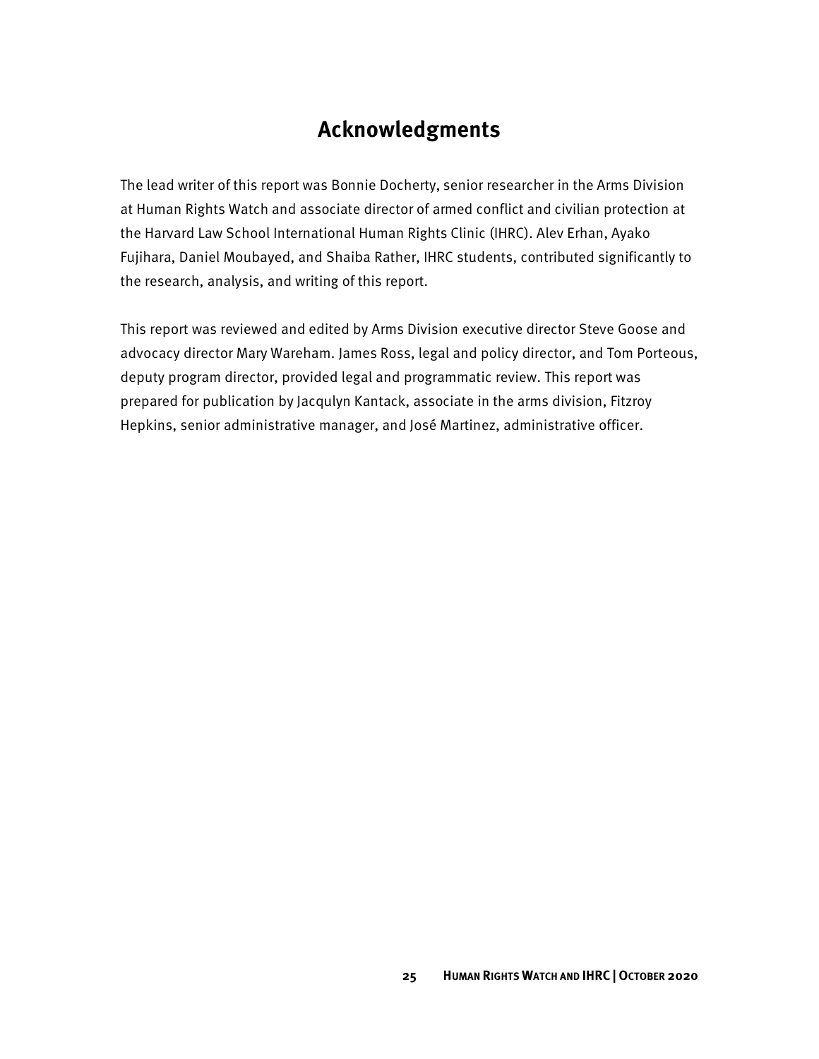# Acknowledgments

The lead writer of this report was Bonnie Docherty, senior researcher in the Arms Division at Human Rights Watch and associate director of armed conflict and civilian protection at the Harvard Law School International Human Rights Clinic (IHRC). Alev Erhan, Ayako Fujihara, Daniel Moubayed, and Shaiba Rather, IHRC students, contributed significantly to the research, analysis, and writing of this report.

This report was reviewed and edited by Arms Division executive director Steve Goose and advocacy director Mary Wareham. James Ross, legal and policy director, and Tom Porteous, deputy program director, provided legal and programmatic review. This report was prepared for publication by Jacqulyn Kantack, associate in the arms division, Fitzroy Hepkins, senior administrative manager, and José Martinez, administrative officer.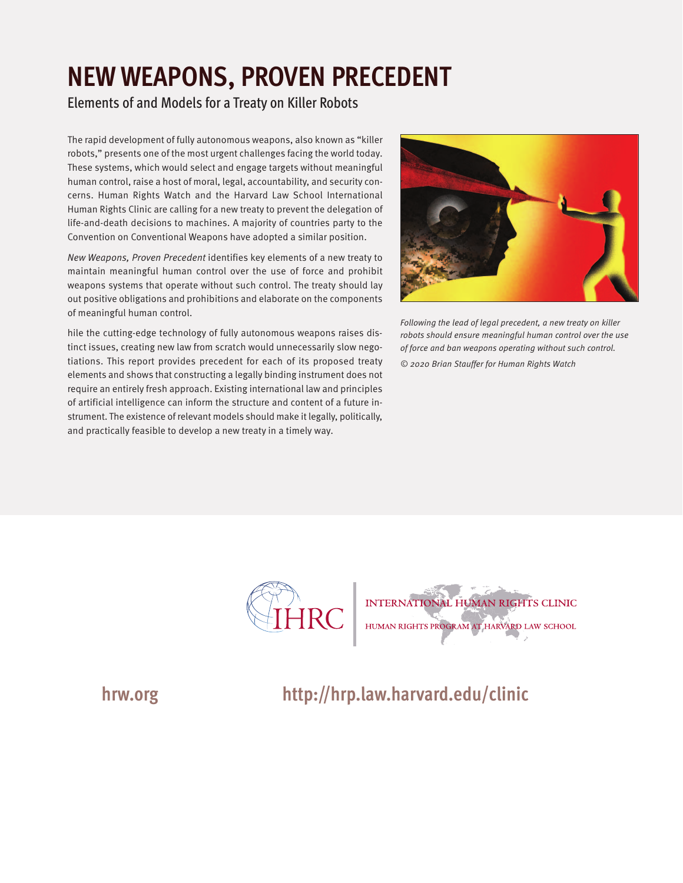# NEW WEAPONS, PROVEN PRECEDENT

## Elements of and Models for a Treaty on Killer Robots

The rapid development of fully autonomous weapons, also known as "killer robots," presents one of the most urgent challenges facing the world today. These systems, which would select and engage targets without meaningful human control, raise a host of moral, legal, accountability, and security concerns. Human Rights Watch and the Harvard Law School International Human Rights Clinic are calling for a new treaty to prevent the delegation of life-and-death decisions to machines. A majority of countries party to the Convention on Conventional Weapons have adopted a similar position.

*New Weapons, Proven Precedent* identifies key elements of a new treaty to maintain meaningful human control over the use of force and prohibit weapons systems that operate without such control. The treaty should lay out positive obligations and prohibitions and elaborate on the components of meaningful human control.

hile the cutting-edge technology of fully autonomous weapons raises distinct issues, creating new law from scratch would unnecessarily slow negotiations. This report provides precedent for each of its proposed treaty elements and shows that constructing a legally binding instrument does not require an entirely fresh approach. Existing international law and principles of artificial intelligence can inform the structure and content of a future instrument. The existence of relevant models should make it legally, politically, and practically feasible to develop a new treaty in a timely way.

*Following the lead of legal precedent, a new treaty on killer robots should ensure meaningful human control over the use of force and ban weapons operating without such control.*

*© 2020 Brian Stauffer for Human Rights Watch*

IHRC | INTERNATIONAL HUMAN RIGHTS CLINIC
HUMAN RIGHTS PROGRAM AT HARVARD LAW SCHOOL

**hrw.org** **http://hrp.law.harvard.edu/clinic**